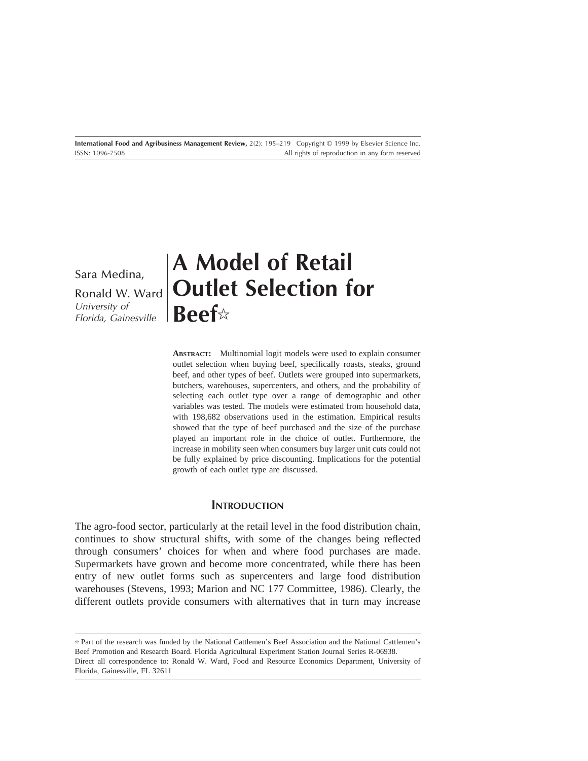# A Model of Retail Outlet Selection for Beef☆

Sara Medina,
Ronald W. Ward
*University of Florida, Gainesville*

**ABSTRACT:** Multinomial logit models were used to explain consumer outlet selection when buying beef, specifically roasts, steaks, ground beef, and other types of beef. Outlets were grouped into supermarkets, butchers, warehouses, supercenters, and others, and the probability of selecting each outlet type over a range of demographic and other variables was tested. The models were estimated from household data, with 198,682 observations used in the estimation. Empirical results showed that the type of beef purchased and the size of the purchase played an important role in the choice of outlet. Furthermore, the increase in mobility seen when consumers buy larger unit cuts could not be fully explained by price discounting. Implications for the potential growth of each outlet type are discussed.

## INTRODUCTION

The agro-food sector, particularly at the retail level in the food distribution chain, continues to show structural shifts, with some of the changes being reflected through consumers' choices for when and where food purchases are made. Supermarkets have grown and become more concentrated, while there has been entry of new outlet forms such as supercenters and large food distribution warehouses (Stevens, 1993; Marion and NC 177 Committee, 1986). Clearly, the different outlets provide consumers with alternatives that in turn may increase

☆ Part of the research was funded by the National Cattlemen's Beef Association and the National Cattlemen's Beef Promotion and Research Board. Florida Agricultural Experiment Station Journal Series R-06938.
Direct all correspondence to: Ronald W. Ward, Food and Resource Economics Department, University of Florida, Gainesville, FL 32611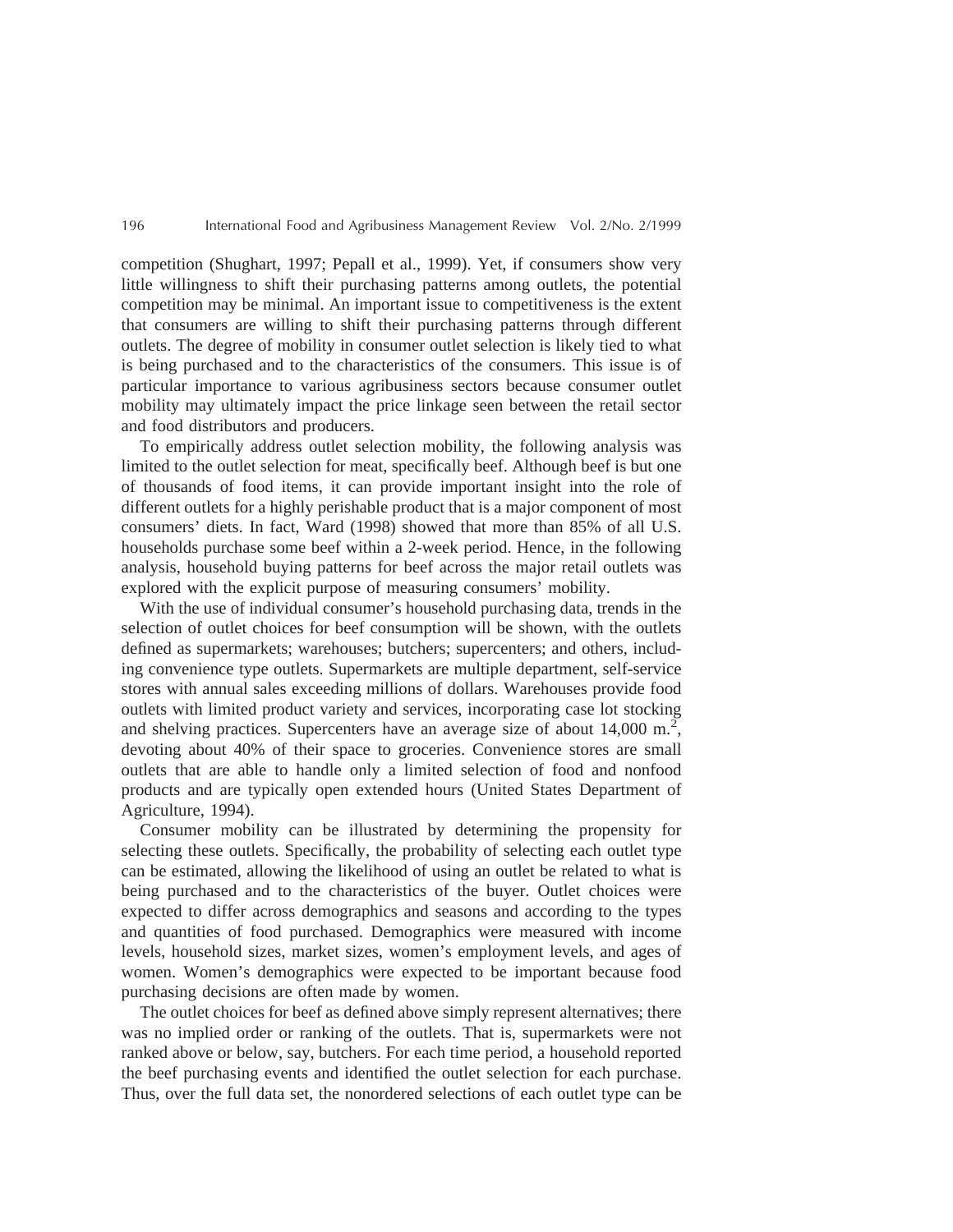competition (Shughart, 1997; Pepall et al., 1999). Yet, if consumers show very little willingness to shift their purchasing patterns among outlets, the potential competition may be minimal. An important issue to competitiveness is the extent that consumers are willing to shift their purchasing patterns through different outlets. The degree of mobility in consumer outlet selection is likely tied to what is being purchased and to the characteristics of the consumers. This issue is of particular importance to various agribusiness sectors because consumer outlet mobility may ultimately impact the price linkage seen between the retail sector and food distributors and producers.

To empirically address outlet selection mobility, the following analysis was limited to the outlet selection for meat, specifically beef. Although beef is but one of thousands of food items, it can provide important insight into the role of different outlets for a highly perishable product that is a major component of most consumers' diets. In fact, Ward (1998) showed that more than 85% of all U.S. households purchase some beef within a 2-week period. Hence, in the following analysis, household buying patterns for beef across the major retail outlets was explored with the explicit purpose of measuring consumers' mobility.

With the use of individual consumer's household purchasing data, trends in the selection of outlet choices for beef consumption will be shown, with the outlets defined as supermarkets; warehouses; butchers; supercenters; and others, including convenience type outlets. Supermarkets are multiple department, self-service stores with annual sales exceeding millions of dollars. Warehouses provide food outlets with limited product variety and services, incorporating case lot stocking and shelving practices. Supercenters have an average size of about 14,000 $m.^2$, devoting about 40% of their space to groceries. Convenience stores are small outlets that are able to handle only a limited selection of food and nonfood products and are typically open extended hours (United States Department of Agriculture, 1994).

Consumer mobility can be illustrated by determining the propensity for selecting these outlets. Specifically, the probability of selecting each outlet type can be estimated, allowing the likelihood of using an outlet be related to what is being purchased and to the characteristics of the buyer. Outlet choices were expected to differ across demographics and seasons and according to the types and quantities of food purchased. Demographics were measured with income levels, household sizes, market sizes, women's employment levels, and ages of women. Women's demographics were expected to be important because food purchasing decisions are often made by women.

The outlet choices for beef as defined above simply represent alternatives; there was no implied order or ranking of the outlets. That is, supermarkets were not ranked above or below, say, butchers. For each time period, a household reported the beef purchasing events and identified the outlet selection for each purchase. Thus, over the full data set, the nonordered selections of each outlet type can be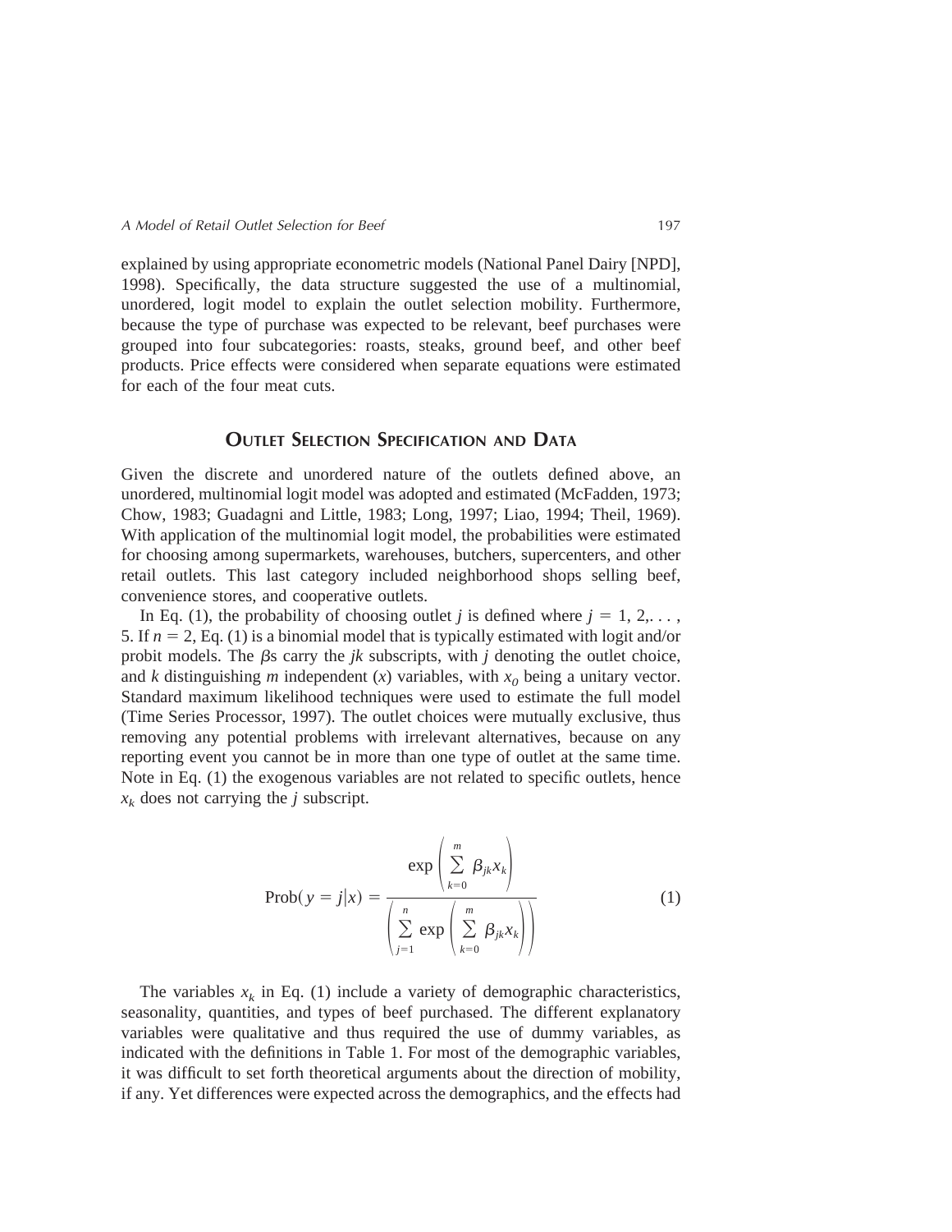explained by using appropriate econometric models (National Panel Dairy [NPD], 1998). Specifically, the data structure suggested the use of a multinomial, unordered, logit model to explain the outlet selection mobility. Furthermore, because the type of purchase was expected to be relevant, beef purchases were grouped into four subcategories: roasts, steaks, ground beef, and other beef products. Price effects were considered when separate equations were estimated for each of the four meat cuts.

## Outlet Selection Specification and Data

Given the discrete and unordered nature of the outlets defined above, an unordered, multinomial logit model was adopted and estimated (McFadden, 1973; Chow, 1983; Guadagni and Little, 1983; Long, 1997; Liao, 1994; Theil, 1969). With application of the multinomial logit model, the probabilities were estimated for choosing among supermarkets, warehouses, butchers, supercenters, and other retail outlets. This last category included neighborhood shops selling beef, convenience stores, and cooperative outlets.

In Eq. (1), the probability of choosing outlet $j$ is defined where $j = 1, 2, \ldots, 5$. If $n = 2$, Eq. (1) is a binomial model that is typically estimated with logit and/or probit models. The $\beta$s carry the $jk$ subscripts, with $j$ denoting the outlet choice, and $k$ distinguishing $m$ independent ($x$) variables, with $x_0$ being a unitary vector. Standard maximum likelihood techniques were used to estimate the full model (Time Series Processor, 1997). The outlet choices were mutually exclusive, thus removing any potential problems with irrelevant alternatives, because on any reporting event you cannot be in more than one type of outlet at the same time. Note in Eq. (1) the exogenous variables are not related to specific outlets, hence $x_k$ does not carrying the $j$ subscript.

$$\text{Prob}(y = j|x) = \frac{\exp\left(\sum_{k=0}^{m} \beta_{jk} x_k\right)}{\left(\sum_{j=1}^{n} \exp\left(\sum_{k=0}^{m} \beta_{jk} x_k\right)\right)} \tag{1}$$

The variables $x_k$ in Eq. (1) include a variety of demographic characteristics, seasonality, quantities, and types of beef purchased. The different explanatory variables were qualitative and thus required the use of dummy variables, as indicated with the definitions in Table 1. For most of the demographic variables, it was difficult to set forth theoretical arguments about the direction of mobility, if any. Yet differences were expected across the demographics, and the effects had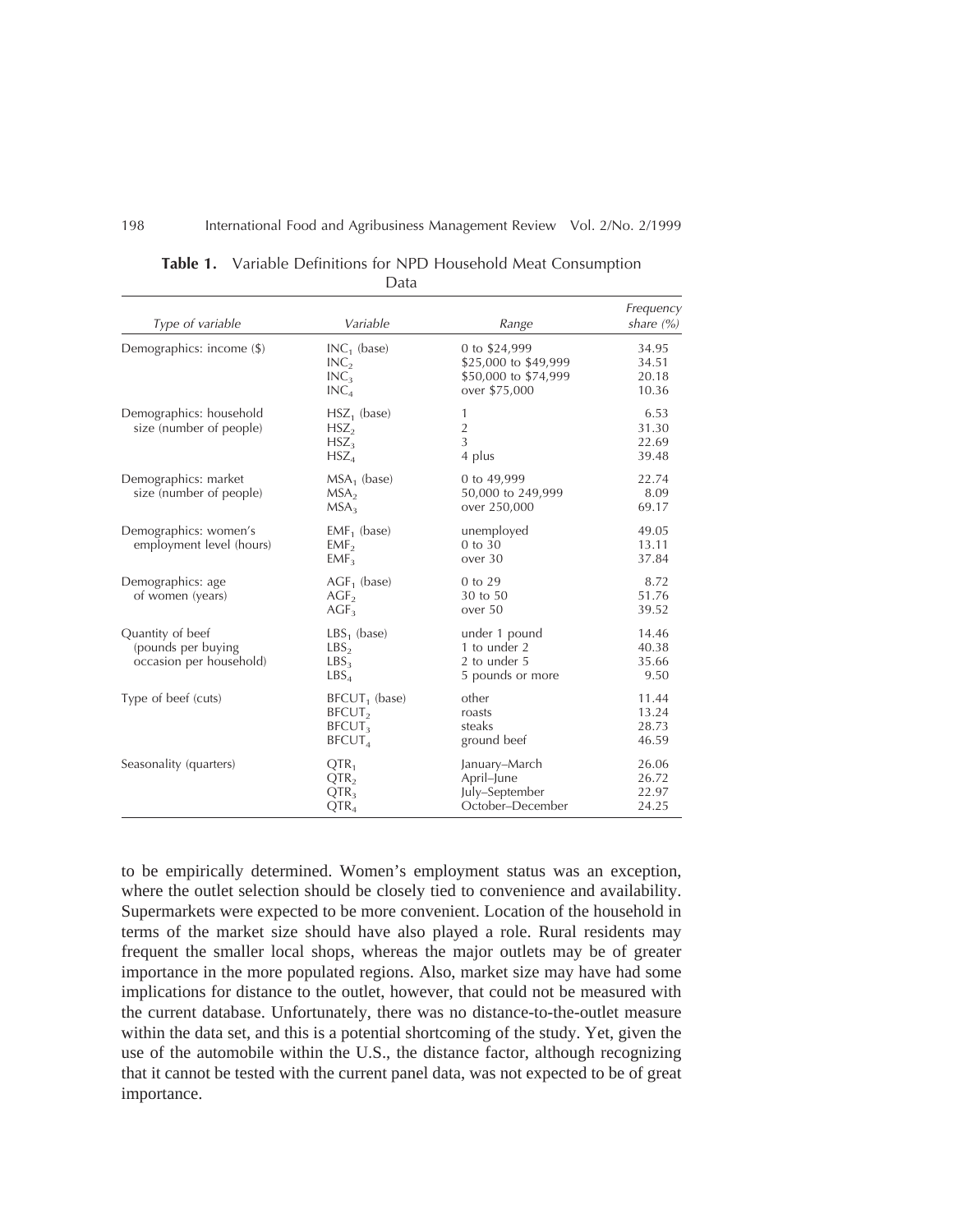**Table 1.** Variable Definitions for NPD Household Meat Consumption Data

| *Type of variable* | *Variable* | *Range* | *Frequency share (%)* |
|---|---|---|---|
| Demographics: income ($) | $INC_1$ (base) | 0 to $24,999 | 34.95 |
| | $INC_2$ | $25,000 to $49,999 | 34.51 |
| | $INC_3$ | $50,000 to $74,999 | 20.18 |
| | $INC_4$ | over $75,000 | 10.36 |
| Demographics: household size (number of people) | $HSZ_1$ (base) | 1 | 6.53 |
| | $HSZ_2$ | 2 | 31.30 |
| | $HSZ_3$ | 3 | 22.69 |
| | $HSZ_4$ | 4 plus | 39.48 |
| Demographics: market size (number of people) | $MSA_1$ (base) | 0 to 49,999 | 22.74 |
| | $MSA_2$ | 50,000 to 249,999 | 8.09 |
| | $MSA_3$ | over 250,000 | 69.17 |
| Demographics: women's employment level (hours) | $EMF_1$ (base) | unemployed | 49.05 |
| | $EMF_2$ | 0 to 30 | 13.11 |
| | $EMF_3$ | over 30 | 37.84 |
| Demographics: age of women (years) | $AGF_1$ (base) | 0 to 29 | 8.72 |
| | $AGF_2$ | 30 to 50 | 51.76 |
| | $AGF_3$ | over 50 | 39.52 |
| Quantity of beef (pounds per buying occasion per household) | $LBS_1$ (base) | under 1 pound | 14.46 |
| | $LBS_2$ | 1 to under 2 | 40.38 |
| | $LBS_3$ | 2 to under 5 | 35.66 |
| | $LBS_4$ | 5 pounds or more | 9.50 |
| Type of beef (cuts) | $BFCUT_1$ (base) | other | 11.44 |
| | $BFCUT_2$ | roasts | 13.24 |
| | $BFCUT_3$ | steaks | 28.73 |
| | $BFCUT_4$ | ground beef | 46.59 |
| Seasonality (quarters) | $QTR_1$ | January–March | 26.06 |
| | $QTR_2$ | April–June | 26.72 |
| | $QTR_3$ | July–September | 22.97 |
| | $QTR_4$ | October–December | 24.25 |

to be empirically determined. Women's employment status was an exception, where the outlet selection should be closely tied to convenience and availability. Supermarkets were expected to be more convenient. Location of the household in terms of the market size should have also played a role. Rural residents may frequent the smaller local shops, whereas the major outlets may be of greater importance in the more populated regions. Also, market size may have had some implications for distance to the outlet, however, that could not be measured with the current database. Unfortunately, there was no distance-to-the-outlet measure within the data set, and this is a potential shortcoming of the study. Yet, given the use of the automobile within the U.S., the distance factor, although recognizing that it cannot be tested with the current panel data, was not expected to be of great importance.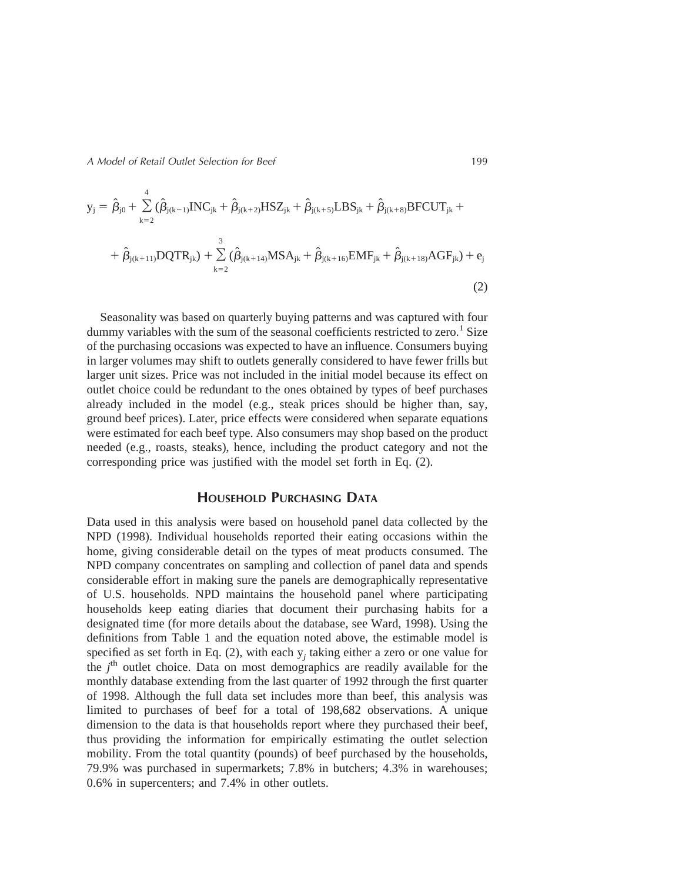$$
y_j = \hat{\beta}_{j0} + \sum_{k=2}^{4} (\hat{\beta}_{j(k-1)}\text{INC}_{jk} + \hat{\beta}_{j(k+2)}\text{HSZ}_{jk} + \hat{\beta}_{j(k+5)}\text{LBS}_{jk} + \hat{\beta}_{j(k+8)}\text{BFCUT}_{jk} + \\ + \hat{\beta}_{j(k+11)}\text{DQTR}_{jk}) + \sum_{k=2}^{3} (\hat{\beta}_{j(k+14)}\text{MSA}_{jk} + \hat{\beta}_{j(k+16)}\text{EMF}_{jk} + \hat{\beta}_{j(k+18)}\text{AGF}_{jk}) + e_j \tag{2}
$$

Seasonality was based on quarterly buying patterns and was captured with four dummy variables with the sum of the seasonal coefficients restricted to zero.[1] Size of the purchasing occasions was expected to have an influence. Consumers buying in larger volumes may shift to outlets generally considered to have fewer frills but larger unit sizes. Price was not included in the initial model because its effect on outlet choice could be redundant to the ones obtained by types of beef purchases already included in the model (e.g., steak prices should be higher than, say, ground beef prices). Later, price effects were considered when separate equations were estimated for each beef type. Also consumers may shop based on the product needed (e.g., roasts, steaks), hence, including the product category and not the corresponding price was justified with the model set forth in Eq. (2).

## Household Purchasing Data

Data used in this analysis were based on household panel data collected by the NPD (1998). Individual households reported their eating occasions within the home, giving considerable detail on the types of meat products consumed. The NPD company concentrates on sampling and collection of panel data and spends considerable effort in making sure the panels are demographically representative of U.S. households. NPD maintains the household panel where participating households keep eating diaries that document their purchasing habits for a designated time (for more details about the database, see Ward, 1998). Using the definitions from Table 1 and the equation noted above, the estimable model is specified as set forth in Eq. (2), with each $y_j$ taking either a zero or one value for the $j^{\text{th}}$ outlet choice. Data on most demographics are readily available for the monthly database extending from the last quarter of 1992 through the first quarter of 1998. Although the full data set includes more than beef, this analysis was limited to purchases of beef for a total of 198,682 observations. A unique dimension to the data is that households report where they purchased their beef, thus providing the information for empirically estimating the outlet selection mobility. From the total quantity (pounds) of beef purchased by the households, 79.9% was purchased in supermarkets; 7.8% in butchers; 4.3% in warehouses; 0.6% in supercenters; and 7.4% in other outlets.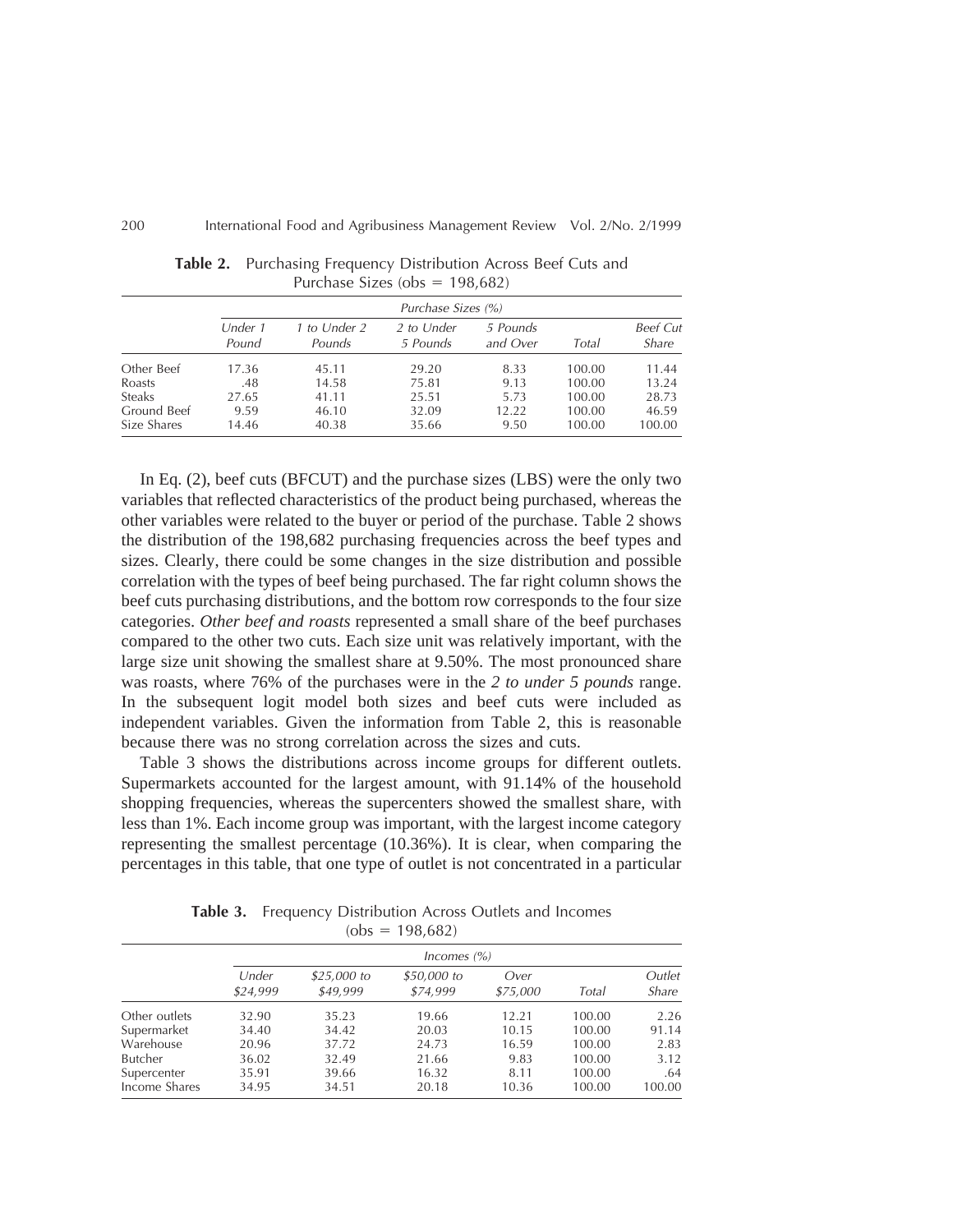**Table 2.** Purchasing Frequency Distribution Across Beef Cuts and Purchase Sizes (obs = 198,682)

| | Purchase Sizes (%) | | | | | |
|---|---|---|---|---|---|---|
| | *Under 1 Pound* | *1 to Under 2 Pounds* | *2 to Under 5 Pounds* | *5 Pounds and Over* | *Total* | *Beef Cut Share* |
| Other Beef | 17.36 | 45.11 | 29.20 | 8.33 | 100.00 | 11.44 |
| Roasts | .48 | 14.58 | 75.81 | 9.13 | 100.00 | 13.24 |
| Steaks | 27.65 | 41.11 | 25.51 | 5.73 | 100.00 | 28.73 |
| Ground Beef | 9.59 | 46.10 | 32.09 | 12.22 | 100.00 | 46.59 |
| Size Shares | 14.46 | 40.38 | 35.66 | 9.50 | 100.00 | 100.00 |

In Eq. (2), beef cuts (BFCUT) and the purchase sizes (LBS) were the only two variables that reflected characteristics of the product being purchased, whereas the other variables were related to the buyer or period of the purchase. Table 2 shows the distribution of the 198,682 purchasing frequencies across the beef types and sizes. Clearly, there could be some changes in the size distribution and possible correlation with the types of beef being purchased. The far right column shows the beef cuts purchasing distributions, and the bottom row corresponds to the four size categories. *Other beef and roasts* represented a small share of the beef purchases compared to the other two cuts. Each size unit was relatively important, with the large size unit showing the smallest share at 9.50%. The most pronounced share was roasts, where 76% of the purchases were in the *2 to under 5 pounds* range. In the subsequent logit model both sizes and beef cuts were included as independent variables. Given the information from Table 2, this is reasonable because there was no strong correlation across the sizes and cuts.

Table 3 shows the distributions across income groups for different outlets. Supermarkets accounted for the largest amount, with 91.14% of the household shopping frequencies, whereas the supercenters showed the smallest share, with less than 1%. Each income group was important, with the largest income category representing the smallest percentage (10.36%). It is clear, when comparing the percentages in this table, that one type of outlet is not concentrated in a particular

**Table 3.** Frequency Distribution Across Outlets and Incomes (obs = 198,682)

| | Incomes (%) | | | | | |
|---|---|---|---|---|---|---|
| | *Under $24,999* | *$25,000 to $49,999* | *$50,000 to $74,999* | *Over $75,000* | *Total* | *Outlet Share* |
| Other outlets | 32.90 | 35.23 | 19.66 | 12.21 | 100.00 | 2.26 |
| Supermarket | 34.40 | 34.42 | 20.03 | 10.15 | 100.00 | 91.14 |
| Warehouse | 20.96 | 37.72 | 24.73 | 16.59 | 100.00 | 2.83 |
| Butcher | 36.02 | 32.49 | 21.66 | 9.83 | 100.00 | 3.12 |
| Supercenter | 35.91 | 39.66 | 16.32 | 8.11 | 100.00 | .64 |
| Income Shares | 34.95 | 34.51 | 20.18 | 10.36 | 100.00 | 100.00 |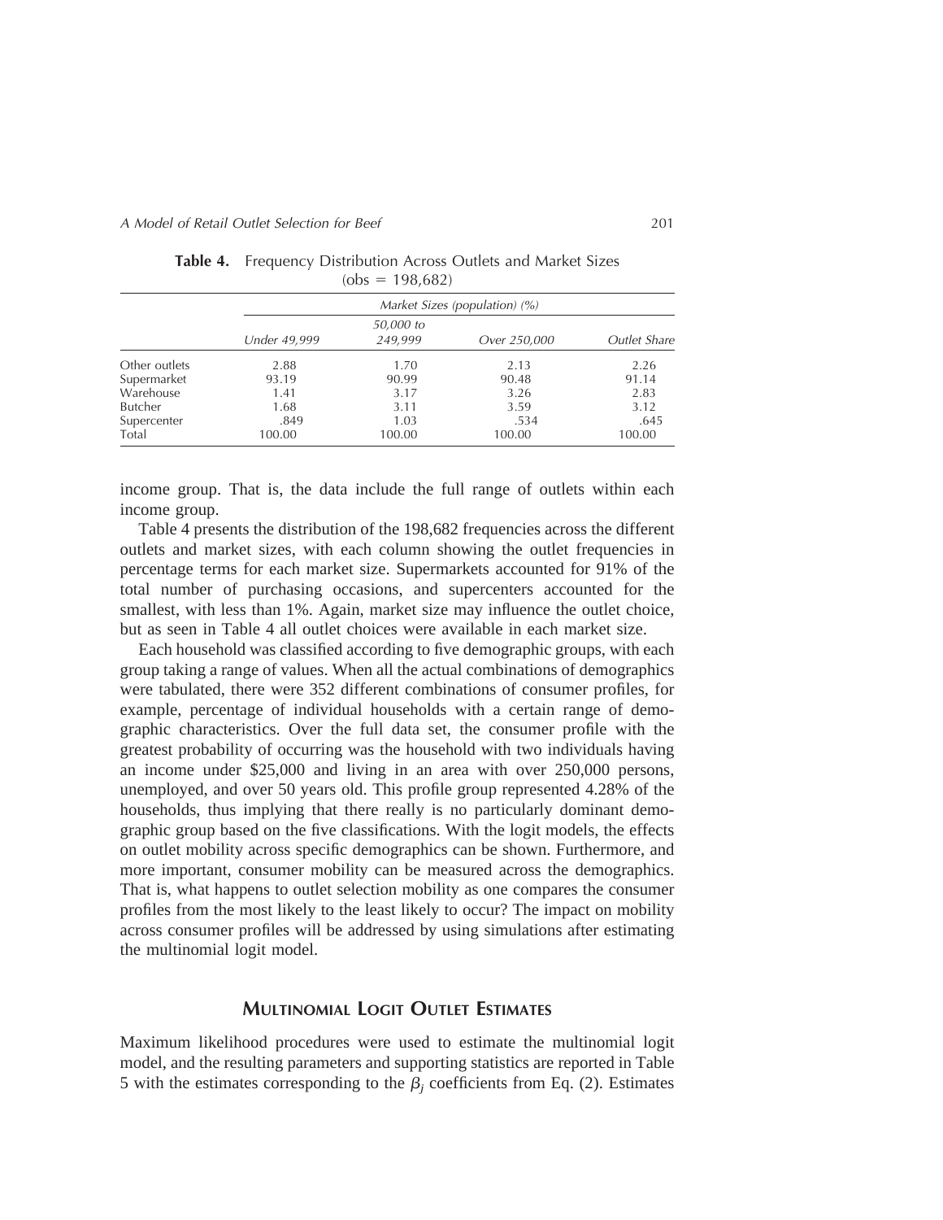**Table 4.** Frequency Distribution Across Outlets and Market Sizes (obs = 198,682)

| | Market Sizes (population) (%) | | | |
|---|---|---|---|---|
| | Under 49,999 | 50,000 to 249,999 | Over 250,000 | Outlet Share |
| Other outlets | 2.88 | 1.70 | 2.13 | 2.26 |
| Supermarket | 93.19 | 90.99 | 90.48 | 91.14 |
| Warehouse | 1.41 | 3.17 | 3.26 | 2.83 |
| Butcher | 1.68 | 3.11 | 3.59 | 3.12 |
| Supercenter | .849 | 1.03 | .534 | .645 |
| Total | 100.00 | 100.00 | 100.00 | 100.00 |

income group. That is, the data include the full range of outlets within each income group.

Table 4 presents the distribution of the 198,682 frequencies across the different outlets and market sizes, with each column showing the outlet frequencies in percentage terms for each market size. Supermarkets accounted for 91% of the total number of purchasing occasions, and supercenters accounted for the smallest, with less than 1%. Again, market size may influence the outlet choice, but as seen in Table 4 all outlet choices were available in each market size.

Each household was classified according to five demographic groups, with each group taking a range of values. When all the actual combinations of demographics were tabulated, there were 352 different combinations of consumer profiles, for example, percentage of individual households with a certain range of demographic characteristics. Over the full data set, the consumer profile with the greatest probability of occurring was the household with two individuals having an income under $25,000 and living in an area with over 250,000 persons, unemployed, and over 50 years old. This profile group represented 4.28% of the households, thus implying that there really is no particularly dominant demographic group based on the five classifications. With the logit models, the effects on outlet mobility across specific demographics can be shown. Furthermore, and more important, consumer mobility can be measured across the demographics. That is, what happens to outlet selection mobility as one compares the consumer profiles from the most likely to the least likely to occur? The impact on mobility across consumer profiles will be addressed by using simulations after estimating the multinomial logit model.

## Multinomial Logit Outlet Estimates

Maximum likelihood procedures were used to estimate the multinomial logit model, and the resulting parameters and supporting statistics are reported in Table 5 with the estimates corresponding to the $\beta_j$ coefficients from Eq. (2). Estimates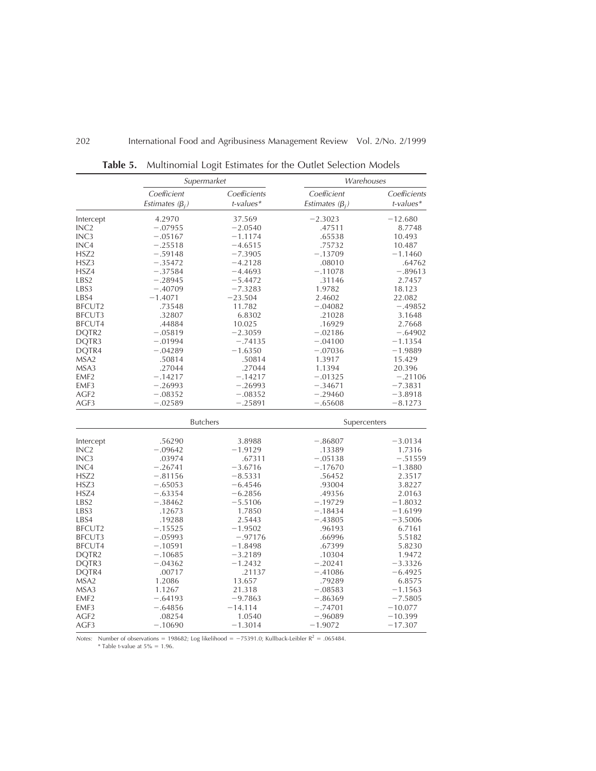**Table 5.** Multinomial Logit Estimates for the Outlet Selection Models

| | Supermarket | | Warehouses | |
|---|---|---|---|---|
| | Coefficient Estimates ($\beta_j$) | Coefficients t-values* | Coefficient Estimates ($\beta_j$) | Coefficients t-values* |
| Intercept | 4.2970 | 37.569 | −2.3023 | −12.680 |
| INC2 | −.07955 | −2.0540 | .47511 | 8.7748 |
| INC3 | −.05167 | −1.1174 | .65538 | 10.493 |
| INC4 | −.25518 | −4.6515 | .75732 | 10.487 |
| HSZ2 | −.59148 | −7.3905 | −.13709 | −1.1460 |
| HSZ3 | −.35472 | −4.2128 | .08010 | .64762 |
| HSZ4 | −.37584 | −4.4693 | −.11078 | −.89613 |
| LBS2 | −.28945 | −5.4472 | .31146 | 2.7457 |
| LBS3 | −.40709 | −7.3283 | 1.9782 | 18.123 |
| LBS4 | −1.4071 | −23.504 | 2.4602 | 22.082 |
| BFCUT2 | .73548 | 11.782 | −.04082 | −.49852 |
| BFCUT3 | .32807 | 6.8302 | .21028 | 3.1648 |
| BFCUT4 | .44884 | 10.025 | .16929 | 2.7668 |
| DQTR2 | −.05819 | −2.3059 | −.02186 | −.64902 |
| DQTR3 | −.01994 | −.74135 | −.04100 | −1.1354 |
| DQTR4 | −.04289 | −1.6350 | −.07036 | −1.9889 |
| MSA2 | .50814 | .50814 | 1.3917 | 15.429 |
| MSA3 | .27044 | .27044 | 1.1394 | 20.396 |
| EMF2 | −.14217 | −.14217 | −.01325 | −.21106 |
| EMF3 | −.26993 | −.26993 | −.34671 | −7.3831 |
| AGF2 | −.08352 | −.08352 | −.29460 | −3.8918 |
| AGF3 | −.02589 | −.25891 | −.65608 | −8.1273 |
| | **Butchers** | | **Supercenters** | |
| Intercept | .56290 | 3.8988 | −.86807 | −3.0134 |
| INC2 | −.09642 | −1.9129 | .13389 | 1.7316 |
| INC3 | .03974 | .67311 | −.05138 | −.51559 |
| INC4 | −.26741 | −3.6716 | −.17670 | −1.3880 |
| HSZ2 | −.81156 | −8.5331 | .56452 | 2.3517 |
| HSZ3 | −.65053 | −6.4546 | .93004 | 3.8227 |
| HSZ4 | −.63354 | −6.2856 | .49356 | 2.0163 |
| LBS2 | −.38462 | −5.5106 | −.19729 | −1.8032 |
| LBS3 | .12673 | 1.7850 | −.18434 | −1.6199 |
| LBS4 | .19288 | 2.5443 | −.43805 | −3.5006 |
| BFCUT2 | −.15525 | −1.9502 | .96193 | 6.7161 |
| BFCUT3 | −.05993 | −.97176 | .66996 | 5.5182 |
| BFCUT4 | −.10591 | −1.8498 | .67399 | 5.8230 |
| DQTR2 | −.10685 | −3.2189 | .10304 | 1.9472 |
| DQTR3 | −.04362 | −1.2432 | −.20241 | −3.3326 |
| DQTR4 | .00717 | .21137 | −.41086 | −6.4925 |
| MSA2 | 1.2086 | 13.657 | .79289 | 6.8575 |
| MSA3 | 1.1267 | 21.318 | −.08583 | −1.1563 |
| EMF2 | −.64193 | −9.7863 | −.86369 | −7.5805 |
| EMF3 | −.64856 | −14.114 | −.74701 | −10.077 |
| AGF2 | .08254 | 1.0540 | −.96089 | −10.399 |
| AGF3 | −.10690 | −1.3014 | −1.9072 | −17.307 |

*Notes:* Number of observations = 198682; Log likelihood = −75391.0; Kullback-Leibler $R^2$ = .065484.
\* Table t-value at 5% = 1.96.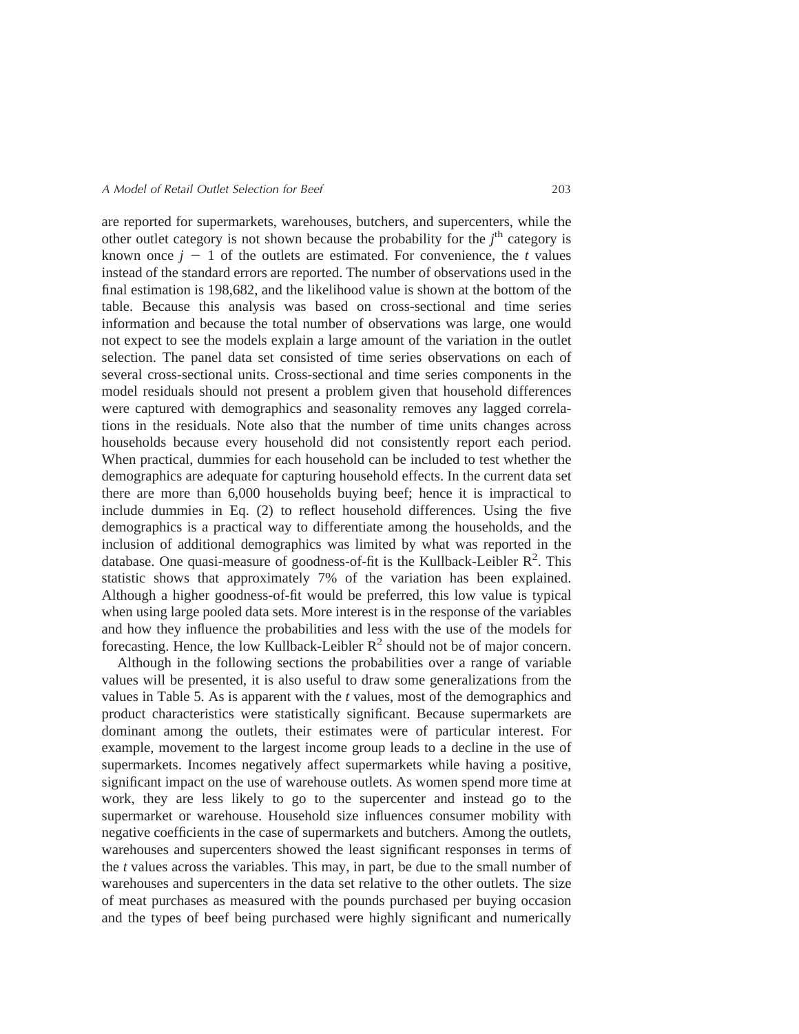are reported for supermarkets, warehouses, butchers, and supercenters, while the other outlet category is not shown because the probability for the $j^{th}$ category is known once $j - 1$ of the outlets are estimated. For convenience, the *t* values instead of the standard errors are reported. The number of observations used in the final estimation is 198,682, and the likelihood value is shown at the bottom of the table. Because this analysis was based on cross-sectional and time series information and because the total number of observations was large, one would not expect to see the models explain a large amount of the variation in the outlet selection. The panel data set consisted of time series observations on each of several cross-sectional units. Cross-sectional and time series components in the model residuals should not present a problem given that household differences were captured with demographics and seasonality removes any lagged correlations in the residuals. Note also that the number of time units changes across households because every household did not consistently report each period. When practical, dummies for each household can be included to test whether the demographics are adequate for capturing household effects. In the current data set there are more than 6,000 households buying beef; hence it is impractical to include dummies in Eq. (2) to reflect household differences. Using the five demographics is a practical way to differentiate among the households, and the inclusion of additional demographics was limited by what was reported in the database. One quasi-measure of goodness-of-fit is the Kullback-Leibler $R^2$. This statistic shows that approximately 7% of the variation has been explained. Although a higher goodness-of-fit would be preferred, this low value is typical when using large pooled data sets. More interest is in the response of the variables and how they influence the probabilities and less with the use of the models for forecasting. Hence, the low Kullback-Leibler $R^2$ should not be of major concern.

Although in the following sections the probabilities over a range of variable values will be presented, it is also useful to draw some generalizations from the values in Table 5. As is apparent with the *t* values, most of the demographics and product characteristics were statistically significant. Because supermarkets are dominant among the outlets, their estimates were of particular interest. For example, movement to the largest income group leads to a decline in the use of supermarkets. Incomes negatively affect supermarkets while having a positive, significant impact on the use of warehouse outlets. As women spend more time at work, they are less likely to go to the supercenter and instead go to the supermarket or warehouse. Household size influences consumer mobility with negative coefficients in the case of supermarkets and butchers. Among the outlets, warehouses and supercenters showed the least significant responses in terms of the *t* values across the variables. This may, in part, be due to the small number of warehouses and supercenters in the data set relative to the other outlets. The size of meat purchases as measured with the pounds purchased per buying occasion and the types of beef being purchased were highly significant and numerically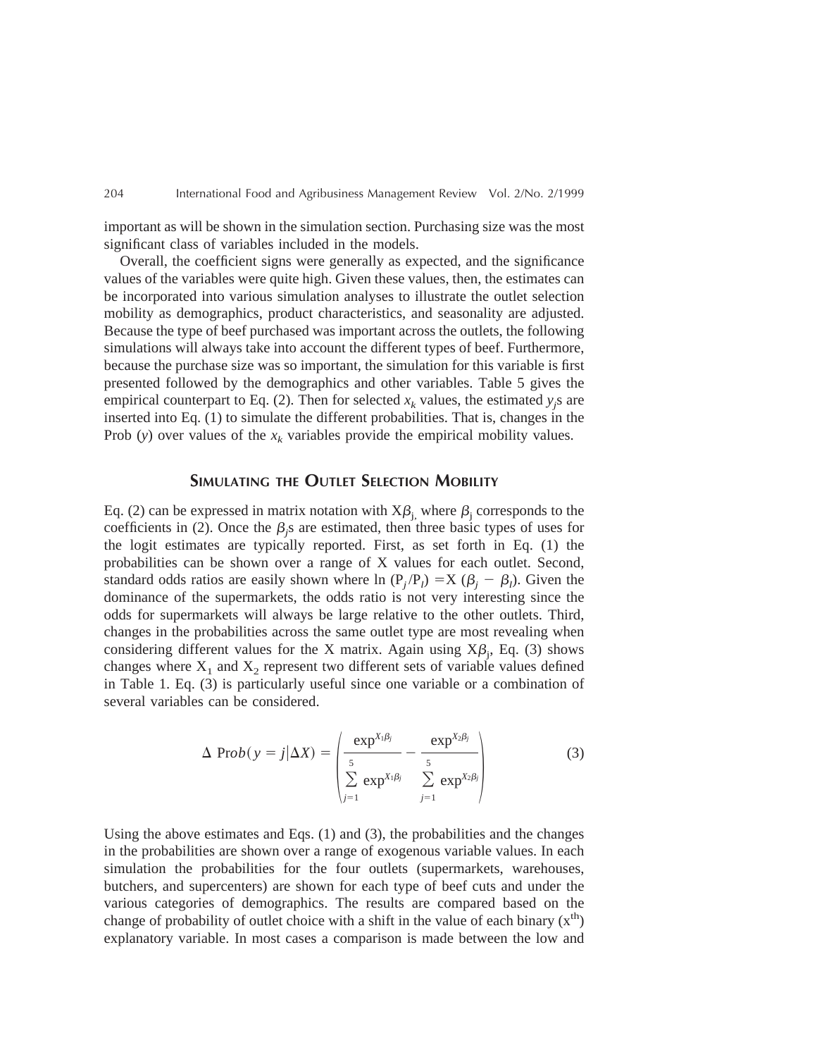important as will be shown in the simulation section. Purchasing size was the most significant class of variables included in the models.

Overall, the coefficient signs were generally as expected, and the significance values of the variables were quite high. Given these values, then, the estimates can be incorporated into various simulation analyses to illustrate the outlet selection mobility as demographics, product characteristics, and seasonality are adjusted. Because the type of beef purchased was important across the outlets, the following simulations will always take into account the different types of beef. Furthermore, because the purchase size was so important, the simulation for this variable is first presented followed by the demographics and other variables. Table 5 gives the empirical counterpart to Eq. (2). Then for selected $x_k$ values, the estimated $y_j$s are inserted into Eq. (1) to simulate the different probabilities. That is, changes in the Prob ($y$) over values of the $x_k$ variables provide the empirical mobility values.

## Simulating the Outlet Selection Mobility

Eq. (2) can be expressed in matrix notation with $X\beta_j$, where $\beta_j$ corresponds to the coefficients in (2). Once the $\beta_j$s are estimated, then three basic types of uses for the logit estimates are typically reported. First, as set forth in Eq. (1) the probabilities can be shown over a range of X values for each outlet. Second, standard odds ratios are easily shown where $\ln(P_j/P_l) = X(\beta_j - \beta_l)$. Given the dominance of the supermarkets, the odds ratio is not very interesting since the odds for supermarkets will always be large relative to the other outlets. Third, changes in the probabilities across the same outlet type are most revealing when considering different values for the X matrix. Again using $X\beta_j$, Eq. (3) shows changes where $X_1$ and $X_2$ represent two different sets of variable values defined in Table 1. Eq. (3) is particularly useful since one variable or a combination of several variables can be considered.

$$\Delta \ \mathrm{Prob}(y = j \mid \Delta X) = \left( \frac{\exp^{X_1\beta_j}}{\sum_{j=1}^{5} \exp^{X_1\beta_j}} - \frac{\exp^{X_2\beta_j}}{\sum_{j=1}^{5} \exp^{X_2\beta_j}} \right) \tag{3}$$

Using the above estimates and Eqs. (1) and (3), the probabilities and the changes in the probabilities are shown over a range of exogenous variable values. In each simulation the probabilities for the four outlets (supermarkets, warehouses, butchers, and supercenters) are shown for each type of beef cuts and under the various categories of demographics. The results are compared based on the change of probability of outlet choice with a shift in the value of each binary ($x^{th}$) explanatory variable. In most cases a comparison is made between the low and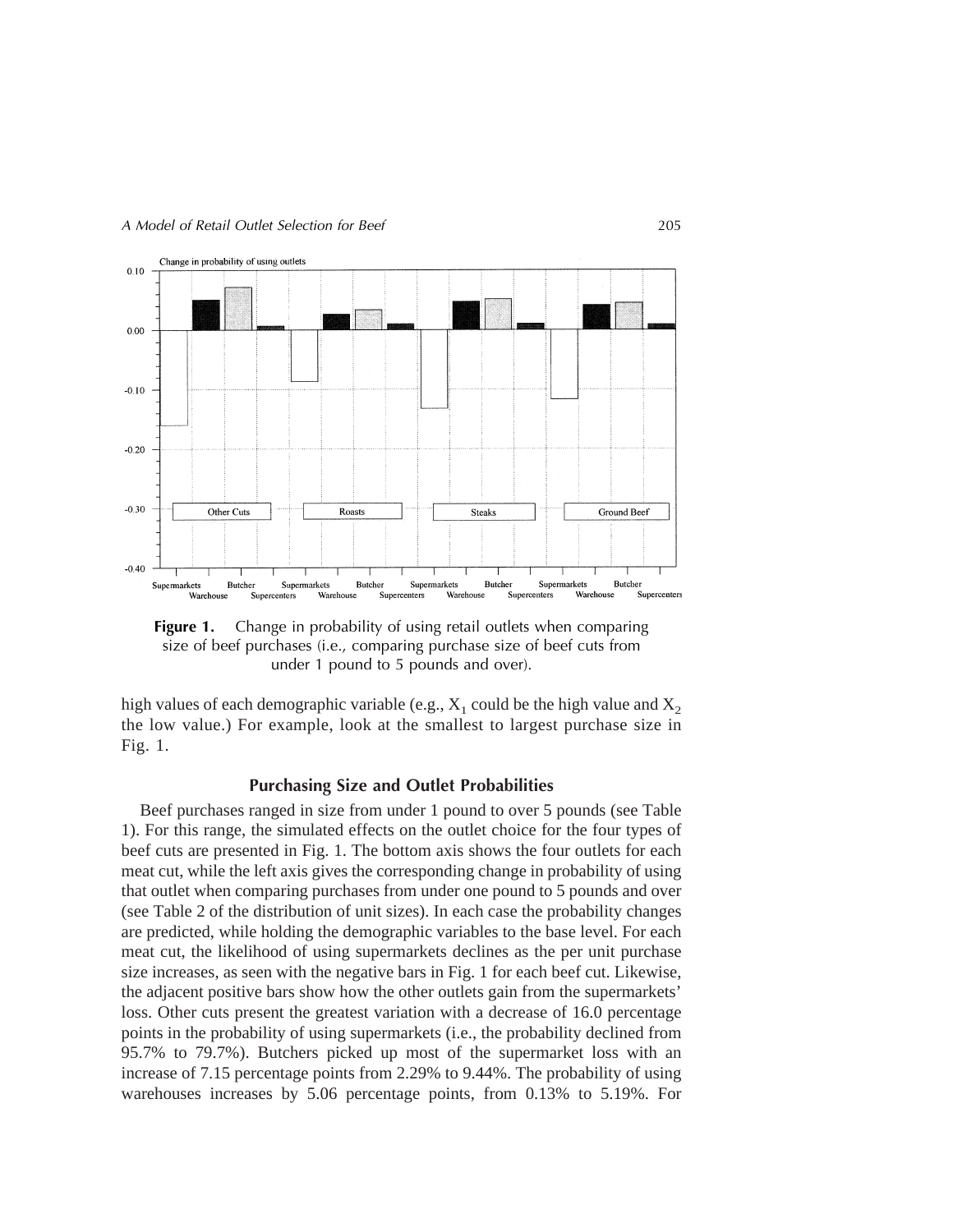**Figure 1.** Change in probability of using retail outlets when comparing size of beef purchases (i.e., comparing purchase size of beef cuts from under 1 pound to 5 pounds and over).

high values of each demographic variable (e.g., $X_1$ could be the high value and $X_2$ the low value.) For example, look at the smallest to largest purchase size in Fig. 1.

### Purchasing Size and Outlet Probabilities

Beef purchases ranged in size from under 1 pound to over 5 pounds (see Table 1). For this range, the simulated effects on the outlet choice for the four types of beef cuts are presented in Fig. 1. The bottom axis shows the four outlets for each meat cut, while the left axis gives the corresponding change in probability of using that outlet when comparing purchases from under one pound to 5 pounds and over (see Table 2 of the distribution of unit sizes). In each case the probability changes are predicted, while holding the demographic variables to the base level. For each meat cut, the likelihood of using supermarkets declines as the per unit purchase size increases, as seen with the negative bars in Fig. 1 for each beef cut. Likewise, the adjacent positive bars show how the other outlets gain from the supermarkets' loss. Other cuts present the greatest variation with a decrease of 16.0 percentage points in the probability of using supermarkets (i.e., the probability declined from 95.7% to 79.7%). Butchers picked up most of the supermarket loss with an increase of 7.15 percentage points from 2.29% to 9.44%. The probability of using warehouses increases by 5.06 percentage points, from 0.13% to 5.19%. For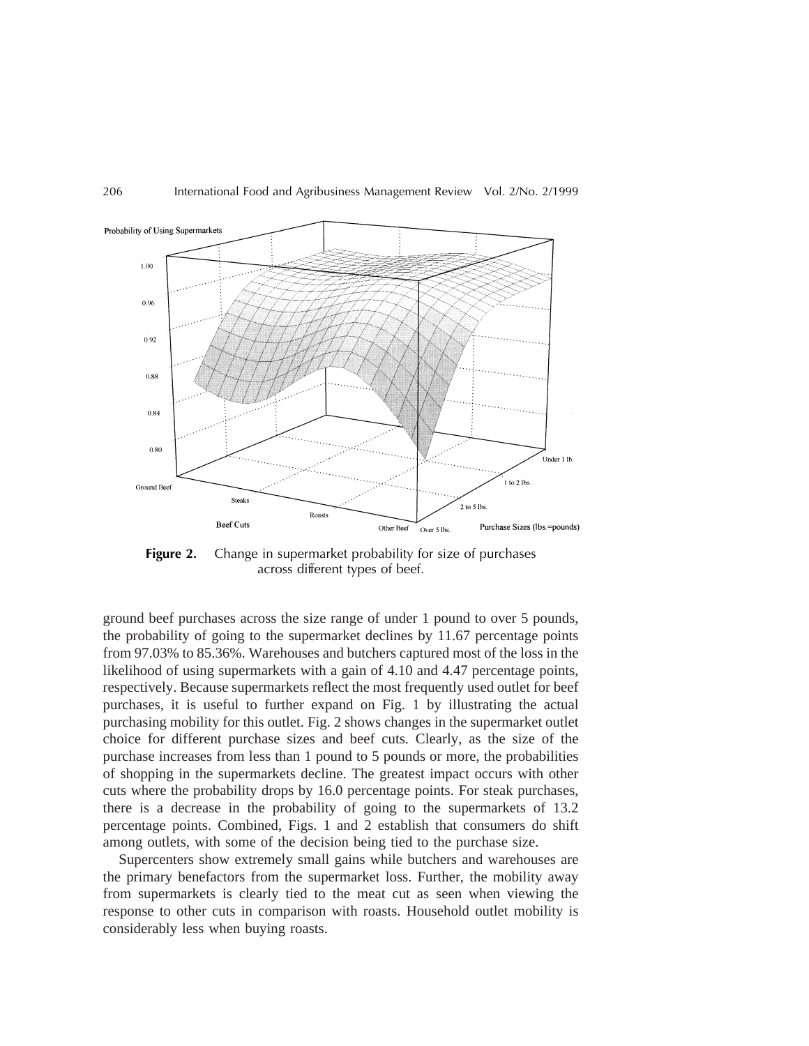**Figure 2.** Change in supermarket probability for size of purchases across different types of beef.

ground beef purchases across the size range of under 1 pound to over 5 pounds, the probability of going to the supermarket declines by 11.67 percentage points from 97.03% to 85.36%. Warehouses and butchers captured most of the loss in the likelihood of using supermarkets with a gain of 4.10 and 4.47 percentage points, respectively. Because supermarkets reflect the most frequently used outlet for beef purchases, it is useful to further expand on Fig. 1 by illustrating the actual purchasing mobility for this outlet. Fig. 2 shows changes in the supermarket outlet choice for different purchase sizes and beef cuts. Clearly, as the size of the purchase increases from less than 1 pound to 5 pounds or more, the probabilities of shopping in the supermarkets decline. The greatest impact occurs with other cuts where the probability drops by 16.0 percentage points. For steak purchases, there is a decrease in the probability of going to the supermarkets of 13.2 percentage points. Combined, Figs. 1 and 2 establish that consumers do shift among outlets, with some of the decision being tied to the purchase size.

Supercenters show extremely small gains while butchers and warehouses are the primary benefactors from the supermarket loss. Further, the mobility away from supermarkets is clearly tied to the meat cut as seen when viewing the response to other cuts in comparison with roasts. Household outlet mobility is considerably less when buying roasts.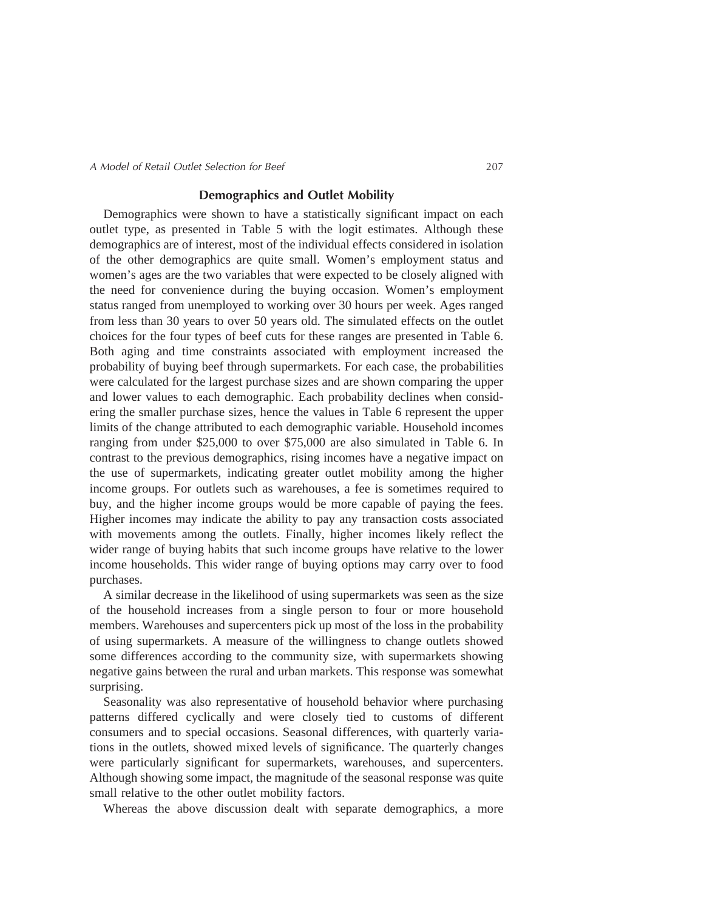## Demographics and Outlet Mobility

Demographics were shown to have a statistically significant impact on each outlet type, as presented in Table 5 with the logit estimates. Although these demographics are of interest, most of the individual effects considered in isolation of the other demographics are quite small. Women's employment status and women's ages are the two variables that were expected to be closely aligned with the need for convenience during the buying occasion. Women's employment status ranged from unemployed to working over 30 hours per week. Ages ranged from less than 30 years to over 50 years old. The simulated effects on the outlet choices for the four types of beef cuts for these ranges are presented in Table 6. Both aging and time constraints associated with employment increased the probability of buying beef through supermarkets. For each case, the probabilities were calculated for the largest purchase sizes and are shown comparing the upper and lower values to each demographic. Each probability declines when considering the smaller purchase sizes, hence the values in Table 6 represent the upper limits of the change attributed to each demographic variable. Household incomes ranging from under $25,000 to over $75,000 are also simulated in Table 6. In contrast to the previous demographics, rising incomes have a negative impact on the use of supermarkets, indicating greater outlet mobility among the higher income groups. For outlets such as warehouses, a fee is sometimes required to buy, and the higher income groups would be more capable of paying the fees. Higher incomes may indicate the ability to pay any transaction costs associated with movements among the outlets. Finally, higher incomes likely reflect the wider range of buying habits that such income groups have relative to the lower income households. This wider range of buying options may carry over to food purchases.

A similar decrease in the likelihood of using supermarkets was seen as the size of the household increases from a single person to four or more household members. Warehouses and supercenters pick up most of the loss in the probability of using supermarkets. A measure of the willingness to change outlets showed some differences according to the community size, with supermarkets showing negative gains between the rural and urban markets. This response was somewhat surprising.

Seasonality was also representative of household behavior where purchasing patterns differed cyclically and were closely tied to customs of different consumers and to special occasions. Seasonal differences, with quarterly variations in the outlets, showed mixed levels of significance. The quarterly changes were particularly significant for supermarkets, warehouses, and supercenters. Although showing some impact, the magnitude of the seasonal response was quite small relative to the other outlet mobility factors.

Whereas the above discussion dealt with separate demographics, a more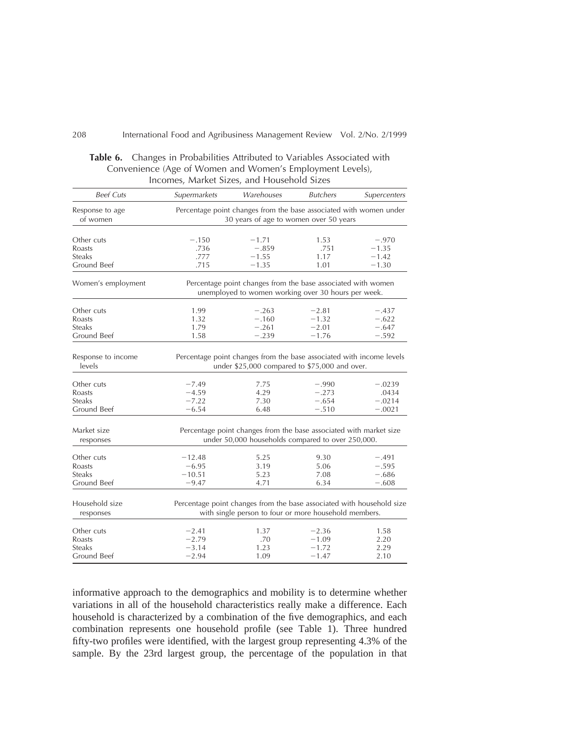**Table 6.** Changes in Probabilities Attributed to Variables Associated with Convenience (Age of Women and Women's Employment Levels), Incomes, Market Sizes, and Household Sizes

| *Beef Cuts* | *Supermarkets* | *Warehouses* | *Butchers* | *Supercenters* |
|---|---|---|---|---|
| Response to age of women | Percentage point changes from the base associated with women under 30 years of age to women over 50 years | | | |
| Other cuts | −.150 | −1.71 | 1.53 | −.970 |
| Roasts | .736 | −.859 | .751 | −1.35 |
| Steaks | .777 | −1.55 | 1.17 | −1.42 |
| Ground Beef | .715 | −1.35 | 1.01 | −1.30 |
| Women's employment | Percentage point changes from the base associated with women unemployed to women working over 30 hours per week. | | | |
| Other cuts | 1.99 | −.263 | −2.81 | −.437 |
| Roasts | 1.32 | −.160 | −1.32 | −.622 |
| Steaks | 1.79 | −.261 | −2.01 | −.647 |
| Ground Beef | 1.58 | −.239 | −1.76 | −.592 |
| Response to income levels | Percentage point changes from the base associated with income levels under $25,000 compared to $75,000 and over. | | | |
| Other cuts | −7.49 | 7.75 | −.990 | −.0239 |
| Roasts | −4.59 | 4.29 | −.273 | .0434 |
| Steaks | −7.22 | 7.30 | −.654 | −.0214 |
| Ground Beef | −6.54 | 6.48 | −.510 | −.0021 |
| Market size responses | Percentage point changes from the base associated with market size under 50,000 households compared to over 250,000. | | | |
| Other cuts | −12.48 | 5.25 | 9.30 | −.491 |
| Roasts | −6.95 | 3.19 | 5.06 | −.595 |
| Steaks | −10.51 | 5.23 | 7.08 | −.686 |
| Ground Beef | −9.47 | 4.71 | 6.34 | −.608 |
| Household size responses | Percentage point changes from the base associated with household size with single person to four or more household members. | | | |
| Other cuts | −2.41 | 1.37 | −2.36 | 1.58 |
| Roasts | −2.79 | .70 | −1.09 | 2.20 |
| Steaks | −3.14 | 1.23 | −1.72 | 2.29 |
| Ground Beef | −2.94 | 1.09 | −1.47 | 2.10 |

informative approach to the demographics and mobility is to determine whether variations in all of the household characteristics really make a difference. Each household is characterized by a combination of the five demographics, and each combination represents one household profile (see Table 1). Three hundred fifty-two profiles were identified, with the largest group representing 4.3% of the sample. By the 23rd largest group, the percentage of the population in that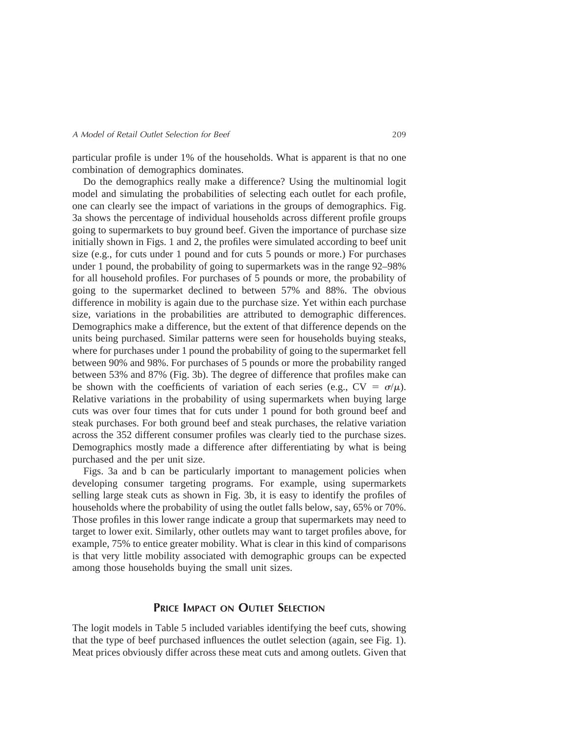particular profile is under 1% of the households. What is apparent is that no one combination of demographics dominates.

Do the demographics really make a difference? Using the multinomial logit model and simulating the probabilities of selecting each outlet for each profile, one can clearly see the impact of variations in the groups of demographics. Fig. 3a shows the percentage of individual households across different profile groups going to supermarkets to buy ground beef. Given the importance of purchase size initially shown in Figs. 1 and 2, the profiles were simulated according to beef unit size (e.g., for cuts under 1 pound and for cuts 5 pounds or more.) For purchases under 1 pound, the probability of going to supermarkets was in the range 92–98% for all household profiles. For purchases of 5 pounds or more, the probability of going to the supermarket declined to between 57% and 88%. The obvious difference in mobility is again due to the purchase size. Yet within each purchase size, variations in the probabilities are attributed to demographic differences. Demographics make a difference, but the extent of that difference depends on the units being purchased. Similar patterns were seen for households buying steaks, where for purchases under 1 pound the probability of going to the supermarket fell between 90% and 98%. For purchases of 5 pounds or more the probability ranged between 53% and 87% (Fig. 3b). The degree of difference that profiles make can be shown with the coefficients of variation of each series (e.g., $CV = \sigma/\mu$). Relative variations in the probability of using supermarkets when buying large cuts was over four times that for cuts under 1 pound for both ground beef and steak purchases. For both ground beef and steak purchases, the relative variation across the 352 different consumer profiles was clearly tied to the purchase sizes. Demographics mostly made a difference after differentiating by what is being purchased and the per unit size.

Figs. 3a and b can be particularly important to management policies when developing consumer targeting programs. For example, using supermarkets selling large steak cuts as shown in Fig. 3b, it is easy to identify the profiles of households where the probability of using the outlet falls below, say, 65% or 70%. Those profiles in this lower range indicate a group that supermarkets may need to target to lower exit. Similarly, other outlets may want to target profiles above, for example, 75% to entice greater mobility. What is clear in this kind of comparisons is that very little mobility associated with demographic groups can be expected among those households buying the small unit sizes.

## PRICE IMPACT ON OUTLET SELECTION

The logit models in Table 5 included variables identifying the beef cuts, showing that the type of beef purchased influences the outlet selection (again, see Fig. 1). Meat prices obviously differ across these meat cuts and among outlets. Given that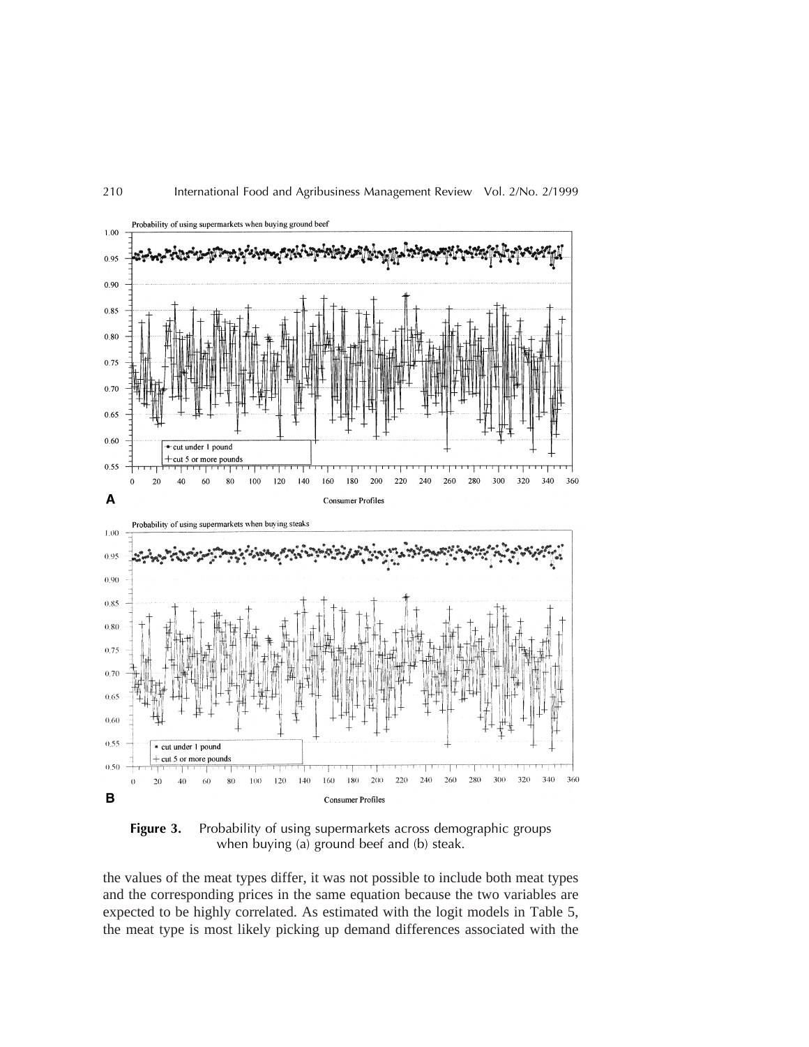**Figure 3.** Probability of using supermarkets across demographic groups when buying (a) ground beef and (b) steak.

the values of the meat types differ, it was not possible to include both meat types and the corresponding prices in the same equation because the two variables are expected to be highly correlated. As estimated with the logit models in Table 5, the meat type is most likely picking up demand differences associated with the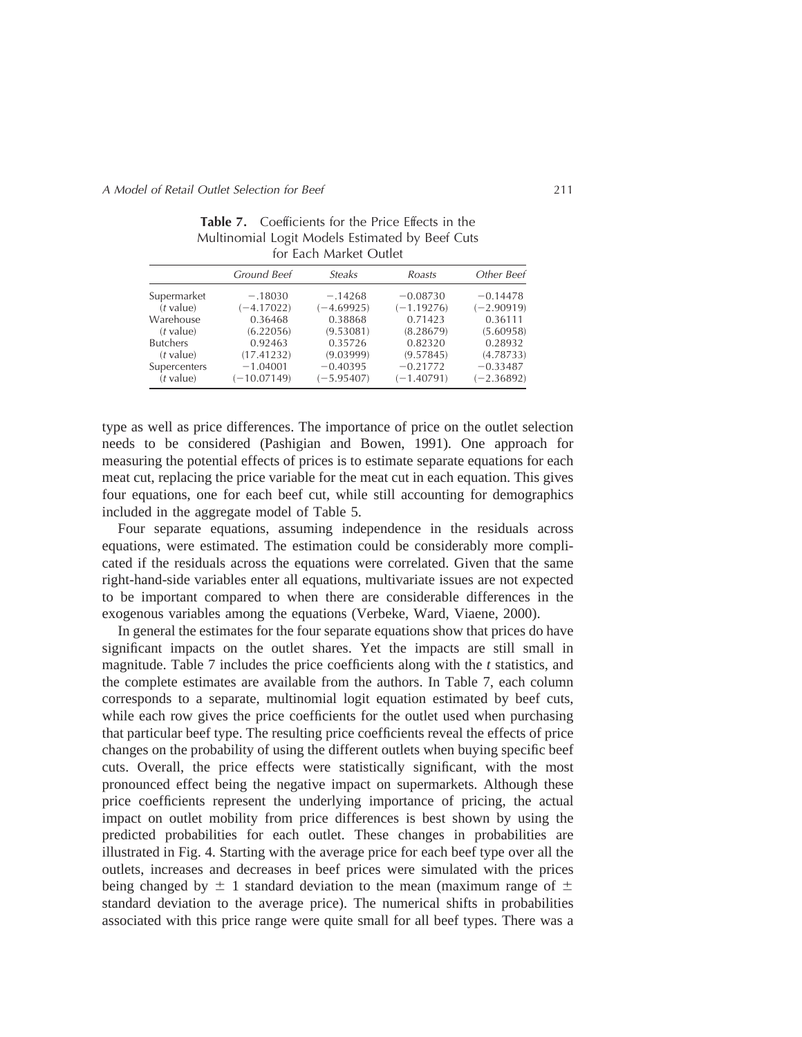**Table 7.** Coefficients for the Price Effects in the Multinomial Logit Models Estimated by Beef Cuts for Each Market Outlet

| | *Ground Beef* | *Steaks* | *Roasts* | *Other Beef* |
|---|---|---|---|---|
| Supermarket | −.18030 | −.14268 | −0.08730 | −0.14478 |
| (*t* value) | (−4.17022) | (−4.69925) | (−1.19276) | (−2.90919) |
| Warehouse | 0.36468 | 0.38868 | 0.71423 | 0.36111 |
| (*t* value) | (6.22056) | (9.53081) | (8.28679) | (5.60958) |
| Butchers | 0.92463 | 0.35726 | 0.82320 | 0.28932 |
| (*t* value) | (17.41232) | (9.03999) | (9.57845) | (4.78733) |
| Supercenters | −1.04001 | −0.40395 | −0.21772 | −0.33487 |
| (*t* value) | (−10.07149) | (−5.95407) | (−1.40791) | (−2.36892) |

type as well as price differences. The importance of price on the outlet selection needs to be considered (Pashigian and Bowen, 1991). One approach for measuring the potential effects of prices is to estimate separate equations for each meat cut, replacing the price variable for the meat cut in each equation. This gives four equations, one for each beef cut, while still accounting for demographics included in the aggregate model of Table 5.

Four separate equations, assuming independence in the residuals across equations, were estimated. The estimation could be considerably more complicated if the residuals across the equations were correlated. Given that the same right-hand-side variables enter all equations, multivariate issues are not expected to be important compared to when there are considerable differences in the exogenous variables among the equations (Verbeke, Ward, Viaene, 2000).

In general the estimates for the four separate equations show that prices do have significant impacts on the outlet shares. Yet the impacts are still small in magnitude. Table 7 includes the price coefficients along with the *t* statistics, and the complete estimates are available from the authors. In Table 7, each column corresponds to a separate, multinomial logit equation estimated by beef cuts, while each row gives the price coefficients for the outlet used when purchasing that particular beef type. The resulting price coefficients reveal the effects of price changes on the probability of using the different outlets when buying specific beef cuts. Overall, the price effects were statistically significant, with the most pronounced effect being the negative impact on supermarkets. Although these price coefficients represent the underlying importance of pricing, the actual impact on outlet mobility from price differences is best shown by using the predicted probabilities for each outlet. These changes in probabilities are illustrated in Fig. 4. Starting with the average price for each beef type over all the outlets, increases and decreases in beef prices were simulated with the prices being changed by $\pm$ 1 standard deviation to the mean (maximum range of $\pm$ standard deviation to the average price). The numerical shifts in probabilities associated with this price range were quite small for all beef types. There was a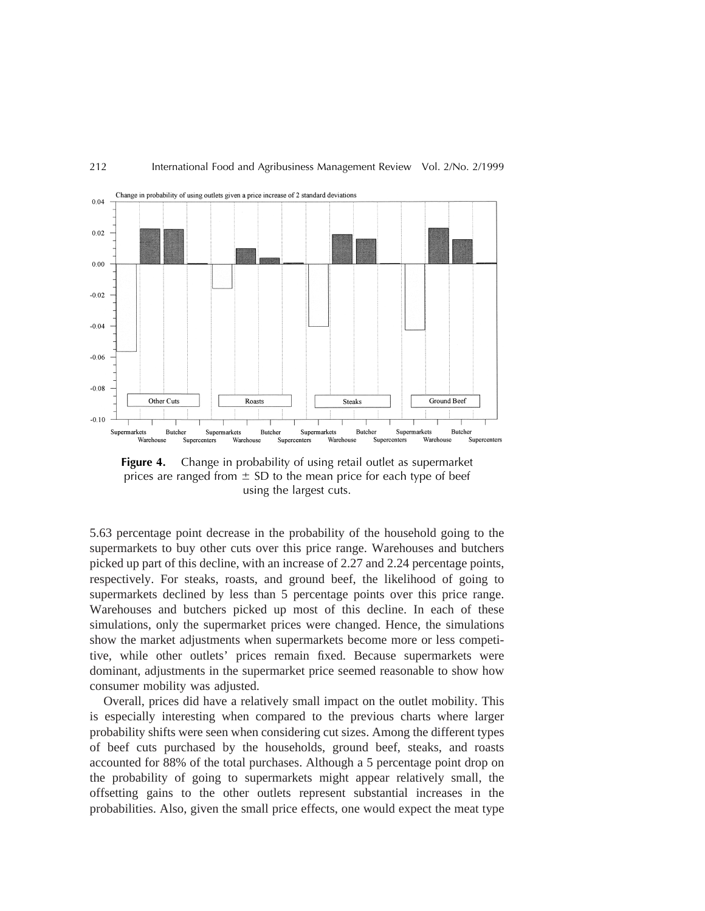**Figure 4.** Change in probability of using retail outlet as supermarket prices are ranged from ± SD to the mean price for each type of beef using the largest cuts.

5.63 percentage point decrease in the probability of the household going to the supermarkets to buy other cuts over this price range. Warehouses and butchers picked up part of this decline, with an increase of 2.27 and 2.24 percentage points, respectively. For steaks, roasts, and ground beef, the likelihood of going to supermarkets declined by less than 5 percentage points over this price range. Warehouses and butchers picked up most of this decline. In each of these simulations, only the supermarket prices were changed. Hence, the simulations show the market adjustments when supermarkets become more or less competitive, while other outlets' prices remain fixed. Because supermarkets were dominant, adjustments in the supermarket price seemed reasonable to show how consumer mobility was adjusted.

Overall, prices did have a relatively small impact on the outlet mobility. This is especially interesting when compared to the previous charts where larger probability shifts were seen when considering cut sizes. Among the different types of beef cuts purchased by the households, ground beef, steaks, and roasts accounted for 88% of the total purchases. Although a 5 percentage point drop on the probability of going to supermarkets might appear relatively small, the offsetting gains to the other outlets represent substantial increases in the probabilities. Also, given the small price effects, one would expect the meat type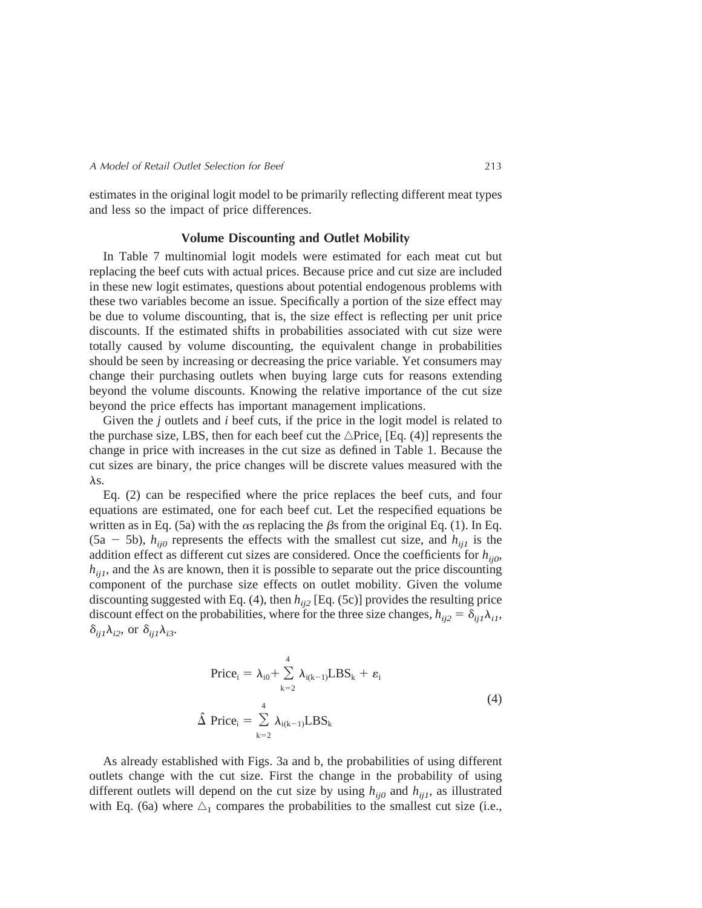estimates in the original logit model to be primarily reflecting different meat types and less so the impact of price differences.

### Volume Discounting and Outlet Mobility

In Table 7 multinomial logit models were estimated for each meat cut but replacing the beef cuts with actual prices. Because price and cut size are included in these new logit estimates, questions about potential endogenous problems with these two variables become an issue. Specifically a portion of the size effect may be due to volume discounting, that is, the size effect is reflecting per unit price discounts. If the estimated shifts in probabilities associated with cut size were totally caused by volume discounting, the equivalent change in probabilities should be seen by increasing or decreasing the price variable. Yet consumers may change their purchasing outlets when buying large cuts for reasons extending beyond the volume discounts. Knowing the relative importance of the cut size beyond the price effects has important management implications.

Given the *j* outlets and *i* beef cuts, if the price in the logit model is related to the purchase size, LBS, then for each beef cut the $\triangle \text{Price}_i$ [Eq. (4)] represents the change in price with increases in the cut size as defined in Table 1. Because the cut sizes are binary, the price changes will be discrete values measured with the λs.

Eq. (2) can be respecified where the price replaces the beef cuts, and four equations are estimated, one for each beef cut. Let the respecified equations be written as in Eq. (5a) with the αs replacing the βs from the original Eq. (1). In Eq. (5a − 5b), $h_{ij0}$ represents the effects with the smallest cut size, and $h_{ij1}$ is the addition effect as different cut sizes are considered. Once the coefficients for $h_{ij0}$, $h_{ij1}$, and the λs are known, then it is possible to separate out the price discounting component of the purchase size effects on outlet mobility. Given the volume discounting suggested with Eq. (4), then $h_{ij2}$ [Eq. (5c)] provides the resulting price discount effect on the probabilities, where for the three size changes, $h_{ij2} = \delta_{ij1}\lambda_{i1}$, $\delta_{ij1}\lambda_{i2}$, or $\delta_{ij1}\lambda_{i3}$.

$$
\begin{aligned}
\text{Price}_i &= \lambda_{i0} + \sum_{k=2}^{4} \lambda_{i(k-1)}\text{LBS}_k + \varepsilon_i \\
\hat{\Delta}\ \text{Price}_i &= \sum_{k=2}^{4} \lambda_{i(k-1)}\text{LBS}_k
\end{aligned}
\tag{4}
$$

As already established with Figs. 3a and b, the probabilities of using different outlets change with the cut size. First the change in the probability of using different outlets will depend on the cut size by using $h_{ij0}$ and $h_{ij1}$, as illustrated with Eq. (6a) where $\triangle_1$ compares the probabilities to the smallest cut size (i.e.,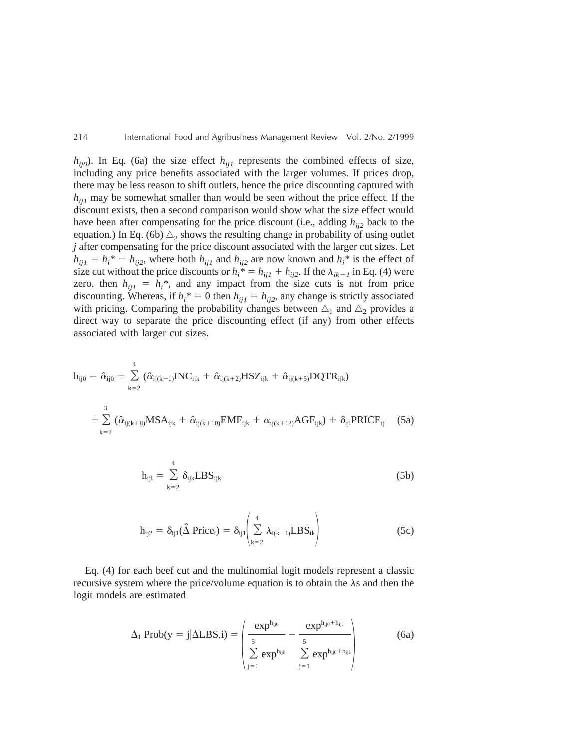$h_{ij0}$). In Eq. (6a) the size effect $h_{ij1}$ represents the combined effects of size, including any price benefits associated with the larger volumes. If prices drop, there may be less reason to shift outlets, hence the price discounting captured with $h_{ij1}$ may be somewhat smaller than would be seen without the price effect. If the discount exists, then a second comparison would show what the size effect would have been after compensating for the price discount (i.e., adding $h_{ij2}$ back to the equation.) In Eq. (6b) $\triangle_2$ shows the resulting change in probability of using outlet $j$ after compensating for the price discount associated with the larger cut sizes. Let $h_{ij1} = h_i{*} - h_{ij2}$, where both $h_{ij1}$ and $h_{ij2}$ are now known and $h_i{*}$ is the effect of size cut without the price discounts or $h_i{*} = h_{ij1} + h_{ij2}$. If the $\lambda_{ik-1}$ in Eq. (4) were zero, then $h_{ij1} = h_i{*}$, and any impact from the size cuts is not from price discounting. Whereas, if $h_i{*} = 0$ then $h_{ij1} = h_{ij2}$, any change is strictly associated with pricing. Comparing the probability changes between $\triangle_1$ and $\triangle_2$ provides a direct way to separate the price discounting effect (if any) from other effects associated with larger cut sizes.

$$
\begin{aligned}
h_{ij0} = \hat{\alpha}_{ij0} &+ \sum_{k=2}^{4} (\hat{\alpha}_{ij(k-1)}\mathrm{INC}_{ijk} + \hat{\alpha}_{ij(k+2)}\mathrm{HSZ}_{ijk} + \hat{\alpha}_{ij(k+5)}\mathrm{DQTR}_{ijk}) \\
&+ \sum_{k=2}^{3} (\hat{\alpha}_{ij(k+8)}\mathrm{MSA}_{ijk} + \hat{\alpha}_{ij(k+10)}\mathrm{EMF}_{ijk} + \alpha_{ij(k+12)}\mathrm{AGF}_{ijk}) + \delta_{ijl}\mathrm{PRICE}_{ij} \qquad (5a)
\end{aligned}
$$

$$
h_{ijl} = \sum_{k=2}^{4} \delta_{ijk}\mathrm{LBS}_{ijk} \qquad (5b)
$$

$$
h_{ij2} = \delta_{ij1}(\hat{\Delta}\ \mathrm{Price}_i) = \delta_{ij1}\left(\sum_{k=2}^{4} \lambda_{i(k-1)}\mathrm{LBS}_{ik}\right) \qquad (5c)
$$

Eq. (4) for each beef cut and the multinomial logit models represent a classic recursive system where the price/volume equation is to obtain the λs and then the logit models are estimated

$$
\Delta_1\ \mathrm{Prob}(y = j|\Delta\mathrm{LBS},i) = \left( \frac{\exp^{h_{ij0}}}{\sum_{j=1}^{5} \exp^{h_{ij0}}} - \frac{\exp^{h_{ij0}+h_{ij1}}}{\sum_{j=1}^{5} \exp^{h_{ij0}+h_{ij1}}} \right) \qquad (6a)
$$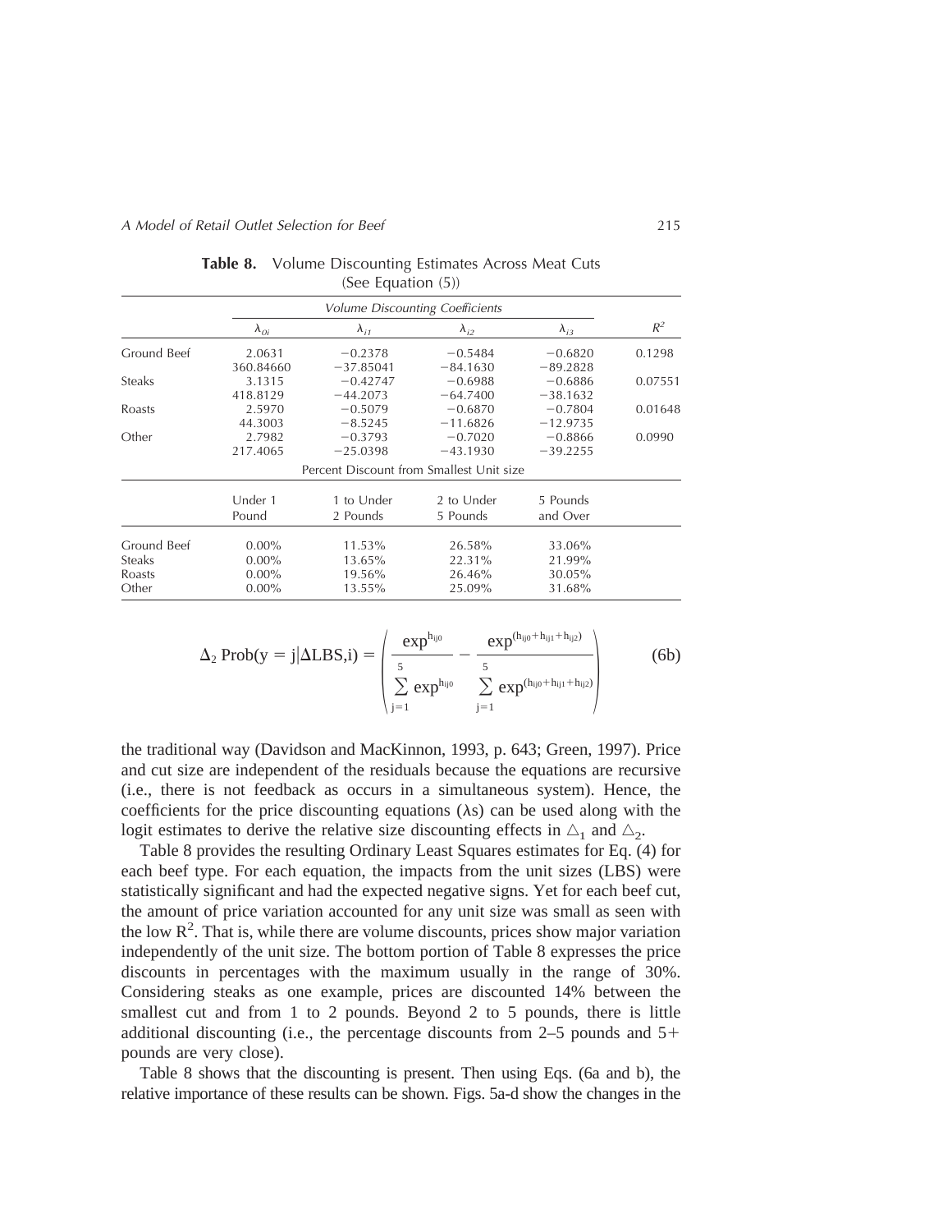**Table 8.** Volume Discounting Estimates Across Meat Cuts (See Equation (5))

| | Volume Discounting Coefficients | | | | |
|---|---|---|---|---|---|
| | $\lambda_{0i}$ | $\lambda_{i1}$ | $\lambda_{i2}$ | $\lambda_{i3}$ | $R^2$ |
| Ground Beef | 2.0631 | −0.2378 | −0.5484 | −0.6820 | 0.1298 |
| | 360.84660 | −37.85041 | −84.1630 | −89.2828 | |
| Steaks | 3.1315 | −0.42747 | −0.6988 | −0.6886 | 0.07551 |
| | 418.8129 | −44.2073 | −64.7400 | −38.1632 | |
| Roasts | 2.5970 | −0.5079 | −0.6870 | −0.7804 | 0.01648 |
| | 44.3003 | −8.5245 | −11.6826 | −12.9735 | |
| Other | 2.7982 | −0.3793 | −0.7020 | −0.8866 | 0.0990 |
| | 217.4065 | −25.0398 | −43.1930 | −39.2255 | |
| | Percent Discount from Smallest Unit size | | | | |
| | Under 1 Pound | 1 to Under 2 Pounds | 2 to Under 5 Pounds | 5 Pounds and Over | |
| Ground Beef | 0.00% | 11.53% | 26.58% | 33.06% | |
| Steaks | 0.00% | 13.65% | 22.31% | 21.99% | |
| Roasts | 0.00% | 19.56% | 26.46% | 30.05% | |
| Other | 0.00% | 13.55% | 25.09% | 31.68% | |

$$\Delta_2 \, \text{Prob}(y = j|\Delta \text{LBS,i}) = \left( \frac{\exp^{h_{ij0}}}{\sum_{j=1}^{5} \exp^{h_{ij0}}} - \frac{\exp^{(h_{ij0}+h_{ij1}+h_{ij2})}}{\sum_{j=1}^{5} \exp^{(h_{ij0}+h_{ij1}+h_{ij2})}} \right) \tag{6b}$$

the traditional way (Davidson and MacKinnon, 1993, p. 643; Green, 1997). Price and cut size are independent of the residuals because the equations are recursive (i.e., there is not feedback as occurs in a simultaneous system). Hence, the coefficients for the price discounting equations (λs) can be used along with the logit estimates to derive the relative size discounting effects in $\triangle_1$ and $\triangle_2$.

Table 8 provides the resulting Ordinary Least Squares estimates for Eq. (4) for each beef type. For each equation, the impacts from the unit sizes (LBS) were statistically significant and had the expected negative signs. Yet for each beef cut, the amount of price variation accounted for any unit size was small as seen with the low $R^2$. That is, while there are volume discounts, prices show major variation independently of the unit size. The bottom portion of Table 8 expresses the price discounts in percentages with the maximum usually in the range of 30%. Considering steaks as one example, prices are discounted 14% between the smallest cut and from 1 to 2 pounds. Beyond 2 to 5 pounds, there is little additional discounting (i.e., the percentage discounts from 2–5 pounds and 5+ pounds are very close).

Table 8 shows that the discounting is present. Then using Eqs. (6a and b), the relative importance of these results can be shown. Figs. 5a-d show the changes in the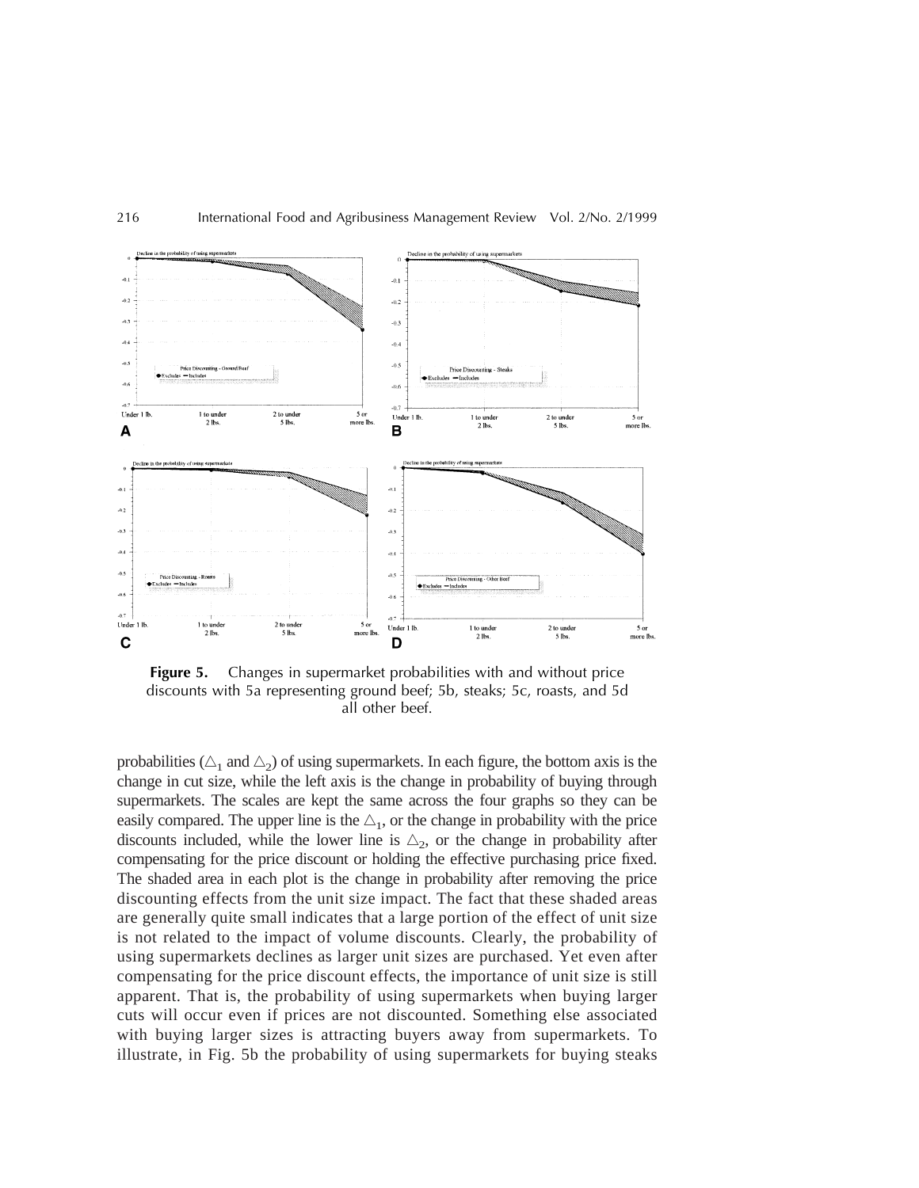**Figure 5.** Changes in supermarket probabilities with and without price discounts with 5a representing ground beef; 5b, steaks; 5c, roasts, and 5d all other beef.

probabilities ($\triangle_1$ and $\triangle_2$) of using supermarkets. In each figure, the bottom axis is the change in cut size, while the left axis is the change in probability of buying through supermarkets. The scales are kept the same across the four graphs so they can be easily compared. The upper line is the $\triangle_1$, or the change in probability with the price discounts included, while the lower line is $\triangle_2$, or the change in probability after compensating for the price discount or holding the effective purchasing price fixed. The shaded area in each plot is the change in probability after removing the price discounting effects from the unit size impact. The fact that these shaded areas are generally quite small indicates that a large portion of the effect of unit size is not related to the impact of volume discounts. Clearly, the probability of using supermarkets declines as larger unit sizes are purchased. Yet even after compensating for the price discount effects, the importance of unit size is still apparent. That is, the probability of using supermarkets when buying larger cuts will occur even if prices are not discounted. Something else associated with buying larger sizes is attracting buyers away from supermarkets. To illustrate, in Fig. 5b the probability of using supermarkets for buying steaks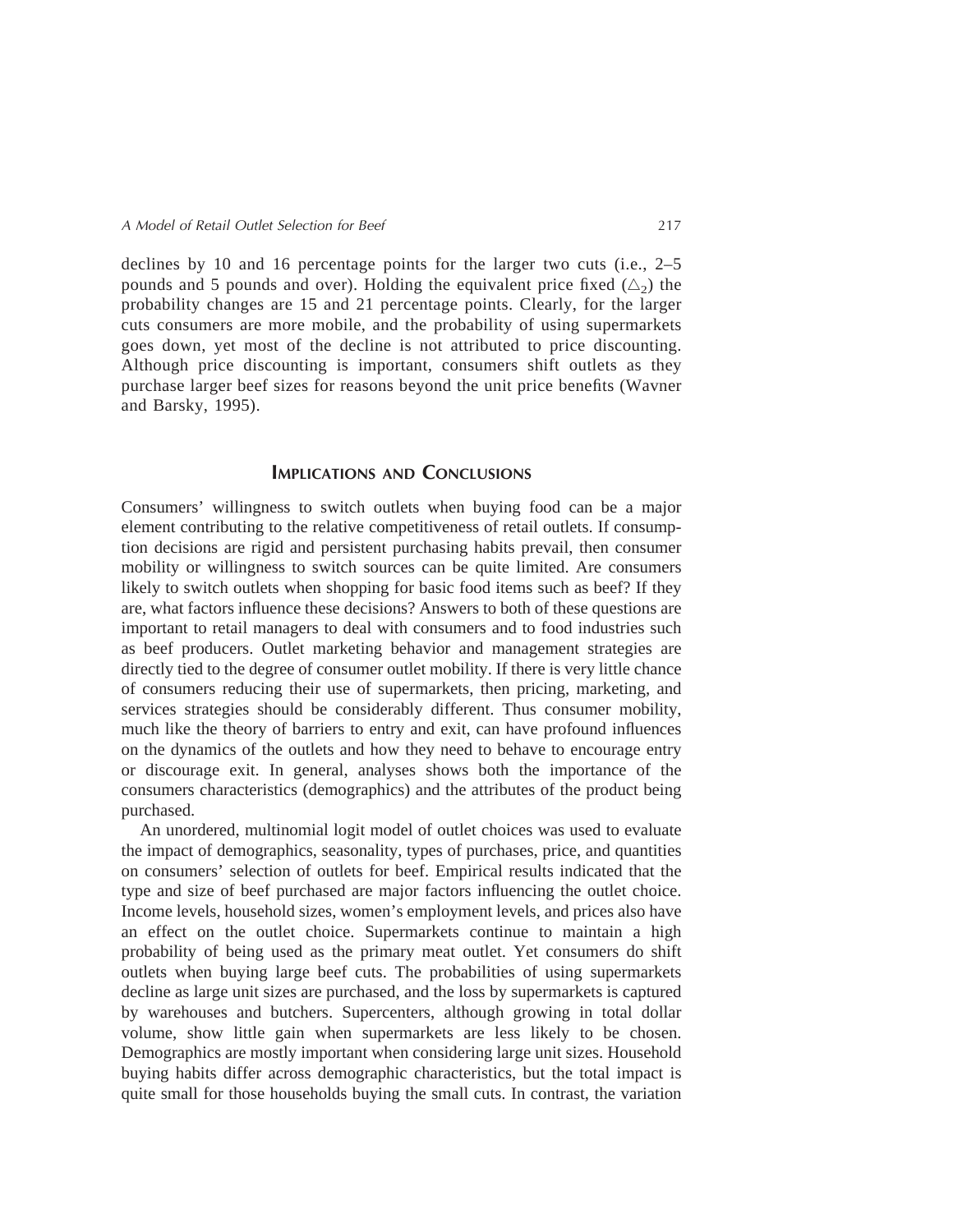declines by 10 and 16 percentage points for the larger two cuts (i.e., 2–5 pounds and 5 pounds and over). Holding the equivalent price fixed ($\triangle_2$) the probability changes are 15 and 21 percentage points. Clearly, for the larger cuts consumers are more mobile, and the probability of using supermarkets goes down, yet most of the decline is not attributed to price discounting. Although price discounting is important, consumers shift outlets as they purchase larger beef sizes for reasons beyond the unit price benefits (Wavner and Barsky, 1995).

## IMPLICATIONS AND CONCLUSIONS

Consumers' willingness to switch outlets when buying food can be a major element contributing to the relative competitiveness of retail outlets. If consumption decisions are rigid and persistent purchasing habits prevail, then consumer mobility or willingness to switch sources can be quite limited. Are consumers likely to switch outlets when shopping for basic food items such as beef? If they are, what factors influence these decisions? Answers to both of these questions are important to retail managers to deal with consumers and to food industries such as beef producers. Outlet marketing behavior and management strategies are directly tied to the degree of consumer outlet mobility. If there is very little chance of consumers reducing their use of supermarkets, then pricing, marketing, and services strategies should be considerably different. Thus consumer mobility, much like the theory of barriers to entry and exit, can have profound influences on the dynamics of the outlets and how they need to behave to encourage entry or discourage exit. In general, analyses shows both the importance of the consumers characteristics (demographics) and the attributes of the product being purchased.

An unordered, multinomial logit model of outlet choices was used to evaluate the impact of demographics, seasonality, types of purchases, price, and quantities on consumers' selection of outlets for beef. Empirical results indicated that the type and size of beef purchased are major factors influencing the outlet choice. Income levels, household sizes, women's employment levels, and prices also have an effect on the outlet choice. Supermarkets continue to maintain a high probability of being used as the primary meat outlet. Yet consumers do shift outlets when buying large beef cuts. The probabilities of using supermarkets decline as large unit sizes are purchased, and the loss by supermarkets is captured by warehouses and butchers. Supercenters, although growing in total dollar volume, show little gain when supermarkets are less likely to be chosen. Demographics are mostly important when considering large unit sizes. Household buying habits differ across demographic characteristics, but the total impact is quite small for those households buying the small cuts. In contrast, the variation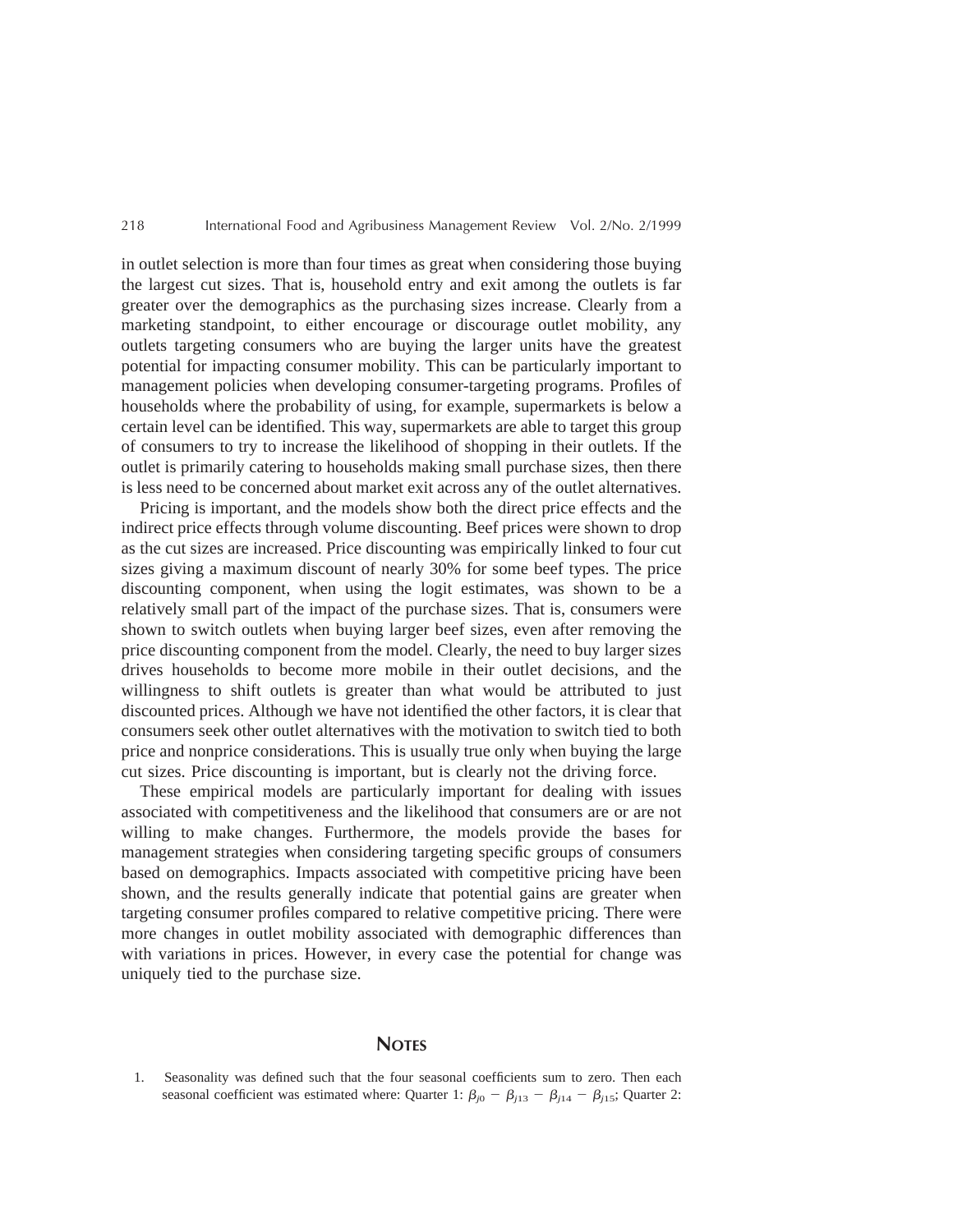in outlet selection is more than four times as great when considering those buying the largest cut sizes. That is, household entry and exit among the outlets is far greater over the demographics as the purchasing sizes increase. Clearly from a marketing standpoint, to either encourage or discourage outlet mobility, any outlets targeting consumers who are buying the larger units have the greatest potential for impacting consumer mobility. This can be particularly important to management policies when developing consumer-targeting programs. Profiles of households where the probability of using, for example, supermarkets is below a certain level can be identified. This way, supermarkets are able to target this group of consumers to try to increase the likelihood of shopping in their outlets. If the outlet is primarily catering to households making small purchase sizes, then there is less need to be concerned about market exit across any of the outlet alternatives.

Pricing is important, and the models show both the direct price effects and the indirect price effects through volume discounting. Beef prices were shown to drop as the cut sizes are increased. Price discounting was empirically linked to four cut sizes giving a maximum discount of nearly 30% for some beef types. The price discounting component, when using the logit estimates, was shown to be a relatively small part of the impact of the purchase sizes. That is, consumers were shown to switch outlets when buying larger beef sizes, even after removing the price discounting component from the model. Clearly, the need to buy larger sizes drives households to become more mobile in their outlet decisions, and the willingness to shift outlets is greater than what would be attributed to just discounted prices. Although we have not identified the other factors, it is clear that consumers seek other outlet alternatives with the motivation to switch tied to both price and nonprice considerations. This is usually true only when buying the large cut sizes. Price discounting is important, but is clearly not the driving force.

These empirical models are particularly important for dealing with issues associated with competitiveness and the likelihood that consumers are or are not willing to make changes. Furthermore, the models provide the bases for management strategies when considering targeting specific groups of consumers based on demographics. Impacts associated with competitive pricing have been shown, and the results generally indicate that potential gains are greater when targeting consumer profiles compared to relative competitive pricing. There were more changes in outlet mobility associated with demographic differences than with variations in prices. However, in every case the potential for change was uniquely tied to the purchase size.

## NOTES

1. Seasonality was defined such that the four seasonal coefficients sum to zero. Then each seasonal coefficient was estimated where: Quarter 1: $\beta_{j0} - \beta_{j13} - \beta_{j14} - \beta_{j15}$; Quarter 2: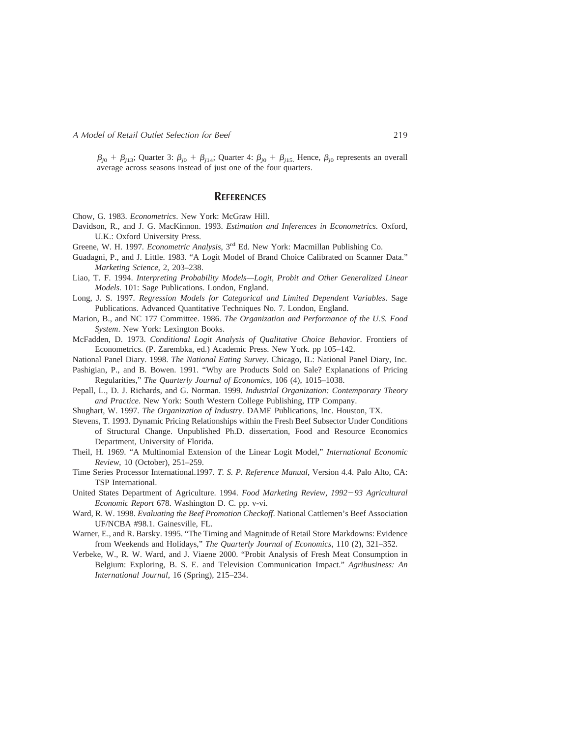$\beta_{j0} + \beta_{j13}$; Quarter 3: $\beta_{j0} + \beta_{j14}$; Quarter 4: $\beta_{j0} + \beta_{j15.}$ Hence, $\beta_{j0}$ represents an overall average across seasons instead of just one of the four quarters.

## REFERENCES

Chow, G. 1983. *Econometrics*. New York: McGraw Hill.

Davidson, R., and J. G. MacKinnon. 1993. *Estimation and Inferences in Econometrics.* Oxford, U.K.: Oxford University Press.

Greene, W. H. 1997. *Econometric Analysis*, 3rd Ed. New York: Macmillan Publishing Co.

Guadagni, P., and J. Little. 1983. "A Logit Model of Brand Choice Calibrated on Scanner Data." *Marketing Science*, 2, 203–238.

Liao, T. F. 1994. *Interpreting Probability Models—Logit, Probit and Other Generalized Linear Models.* 101: Sage Publications. London, England.

Long, J. S. 1997. *Regression Models for Categorical and Limited Dependent Variables*. Sage Publications. Advanced Quantitative Techniques No. 7. London, England.

Marion, B., and NC 177 Committee. 1986. *The Organization and Performance of the U.S. Food System*. New York: Lexington Books.

McFadden, D. 1973. *Conditional Logit Analysis of Qualitative Choice Behavior*. Frontiers of Econometrics. (P. Zarembka, ed.) Academic Press. New York. pp 105–142.

National Panel Diary. 1998. *The National Eating Survey*. Chicago, IL: National Panel Diary, Inc.

Pashigian, P., and B. Bowen. 1991. "Why are Products Sold on Sale? Explanations of Pricing Regularities," *The Quarterly Journal of Economics*, 106 (4), 1015–1038.

Pepall, L., D. J. Richards, and G. Norman. 1999. *Industrial Organization: Contemporary Theory and Practice*. New York: South Western College Publishing, ITP Company.

Shughart, W. 1997. *The Organization of Industry*. DAME Publications, Inc. Houston, TX.

Stevens, T. 1993. Dynamic Pricing Relationships within the Fresh Beef Subsector Under Conditions of Structural Change. Unpublished Ph.D. dissertation, Food and Resource Economics Department, University of Florida.

Theil, H. 1969. "A Multinomial Extension of the Linear Logit Model," *International Economic Review*, 10 (October), 251–259.

Time Series Processor International.1997. *T. S. P. Reference Manual*, Version 4.4. Palo Alto, CA: TSP International.

United States Department of Agriculture. 1994. *Food Marketing Review, 1992−93 Agricultural Economic Report* 678. Washington D. C. pp. v-vi.

Ward, R. W. 1998. *Evaluating the Beef Promotion Checkoff*. National Cattlemen's Beef Association UF/NCBA #98.1. Gainesville, FL.

Warner, E., and R. Barsky. 1995. "The Timing and Magnitude of Retail Store Markdowns: Evidence from Weekends and Holidays," *The Quarterly Journal of Economics*, 110 (2), 321–352.

Verbeke, W., R. W. Ward, and J. Viaene 2000. "Probit Analysis of Fresh Meat Consumption in Belgium: Exploring, B. S. E. and Television Communication Impact." *Agribusiness: An International Journal*, 16 (Spring), 215–234.